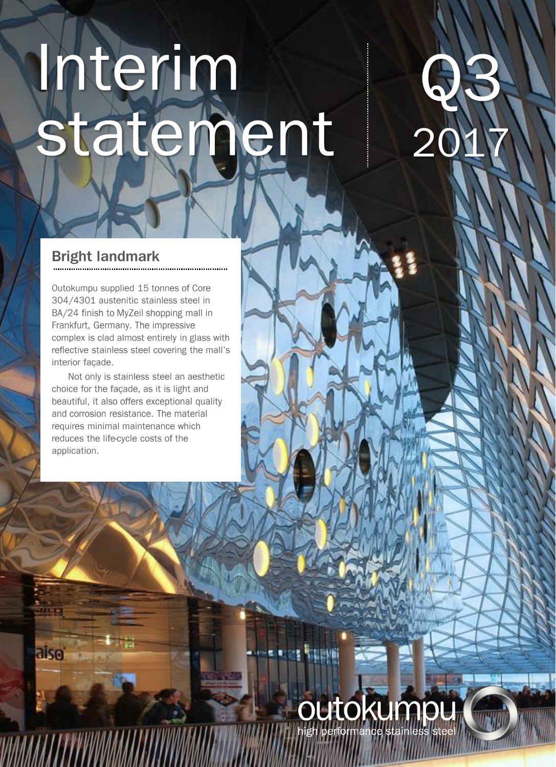# Interim statement

# Q3 2017

## Bright landmark

Outokumpu supplied 15 tonnes of Core 304/4301 austenitic stainless steel in BA/24 finish to MyZeil shopping mall in Frankfurt, Germany. The impressive complex is clad almost entirely in glass with reflective stainless steel covering the mall's interior façade.

Not only is stainless steel an aesthetic choice for the façade, as it is light and beautiful, it also offers exceptional quality and corrosion resistance. The material requires minimal maintenance which reduces the life-cycle costs of the application.

outokumpu

high performance stainless steel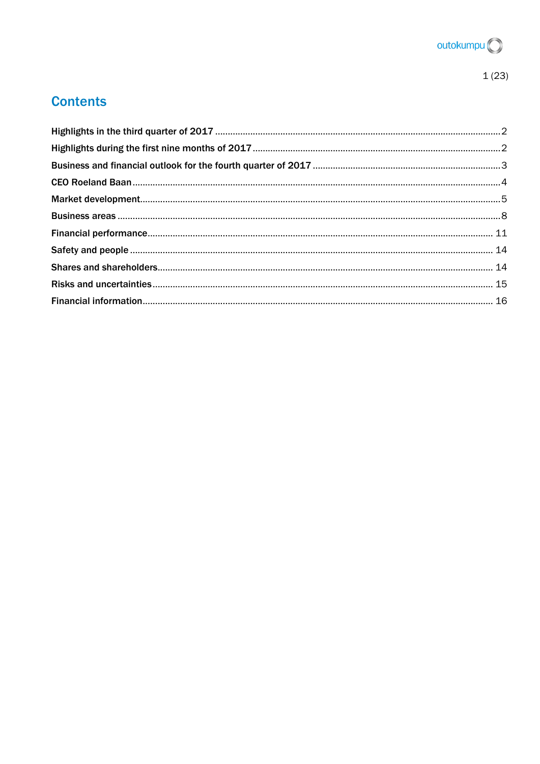## Contents

| | |
|---|---|
| Highlights in the third quarter of 2017 | 2 |
| Highlights during the first nine months of 2017 | 2 |
| Business and financial outlook for the fourth quarter of 2017 | 3 |
| CEO Roeland Baan | 4 |
| Market development | 5 |
| Business areas | 8 |
| Financial performance | 11 |
| Safety and people | 14 |
| Shares and shareholders | 14 |
| Risks and uncertainties | 15 |
| Financial information | 16 |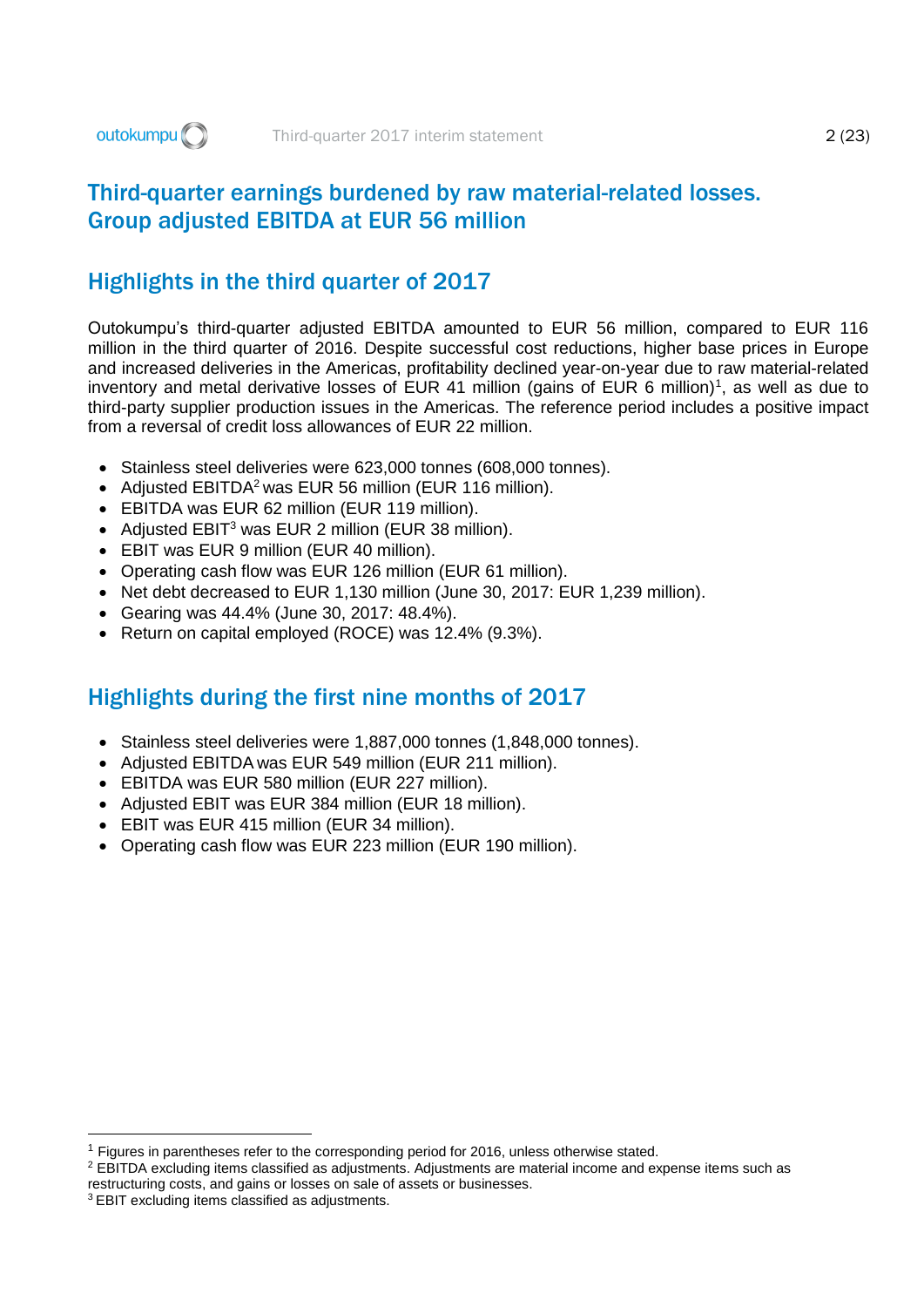# Third-quarter earnings burdened by raw material-related losses. Group adjusted EBITDA at EUR 56 million

## Highlights in the third quarter of 2017

Outokumpu's third-quarter adjusted EBITDA amounted to EUR 56 million, compared to EUR 116 million in the third quarter of 2016. Despite successful cost reductions, higher base prices in Europe and increased deliveries in the Americas, profitability declined year-on-year due to raw material-related inventory and metal derivative losses of EUR 41 million (gains of EUR 6 million)[1], as well as due to third-party supplier production issues in the Americas. The reference period includes a positive impact from a reversal of credit loss allowances of EUR 22 million.

- Stainless steel deliveries were 623,000 tonnes (608,000 tonnes).
- Adjusted EBITDA[2] was EUR 56 million (EUR 116 million).
- EBITDA was EUR 62 million (EUR 119 million).
- Adjusted EBIT[3] was EUR 2 million (EUR 38 million).
- EBIT was EUR 9 million (EUR 40 million).
- Operating cash flow was EUR 126 million (EUR 61 million).
- Net debt decreased to EUR 1,130 million (June 30, 2017: EUR 1,239 million).
- Gearing was 44.4% (June 30, 2017: 48.4%).
- Return on capital employed (ROCE) was 12.4% (9.3%).

## Highlights during the first nine months of 2017

- Stainless steel deliveries were 1,887,000 tonnes (1,848,000 tonnes).
- Adjusted EBITDA was EUR 549 million (EUR 211 million).
- EBITDA was EUR 580 million (EUR 227 million).
- Adjusted EBIT was EUR 384 million (EUR 18 million).
- EBIT was EUR 415 million (EUR 34 million).
- Operating cash flow was EUR 223 million (EUR 190 million).

---

[1] Figures in parentheses refer to the corresponding period for 2016, unless otherwise stated.
[2] EBITDA excluding items classified as adjustments. Adjustments are material income and expense items such as restructuring costs, and gains or losses on sale of assets or businesses.
[3] EBIT excluding items classified as adjustments.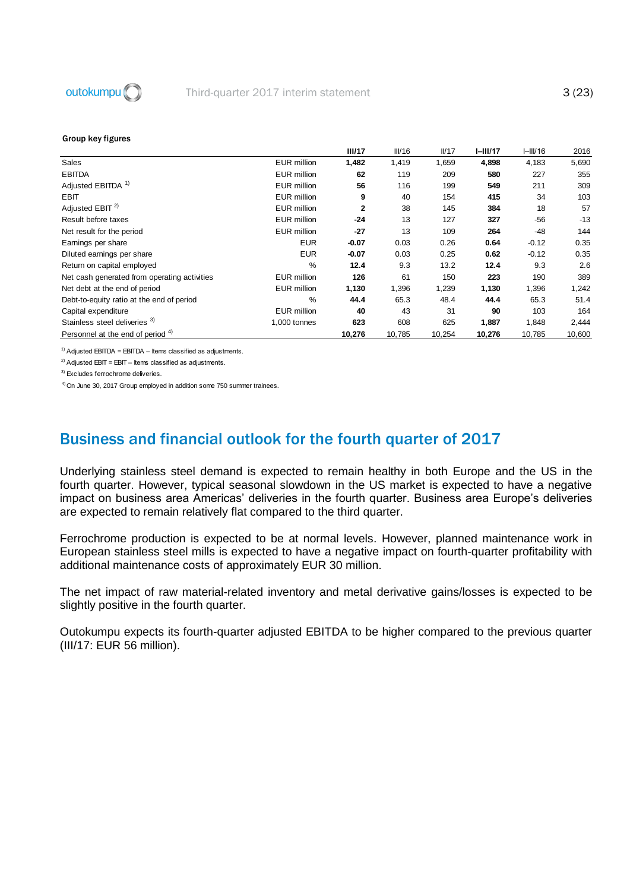**Group key figures**

| | | III/17 | III/16 | II/17 | I–III/17 | I–III/16 | 2016 |
|---|---|---|---|---|---|---|---|
| Sales | EUR million | **1,482** | 1,419 | 1,659 | **4,898** | 4,183 | 5,690 |
| EBITDA | EUR million | **62** | 119 | 209 | **580** | 227 | 355 |
| Adjusted EBITDA [1] | EUR million | **56** | 116 | 199 | **549** | 211 | 309 |
| EBIT | EUR million | **9** | 40 | 154 | **415** | 34 | 103 |
| Adjusted EBIT [2] | EUR million | **2** | 38 | 145 | **384** | 18 | 57 |
| Result before taxes | EUR million | **-24** | 13 | 127 | **327** | -56 | -13 |
| Net result for the period | EUR million | **-27** | 13 | 109 | **264** | -48 | 144 |
| Earnings per share | EUR | **-0.07** | 0.03 | 0.26 | **0.64** | -0.12 | 0.35 |
| Diluted earnings per share | EUR | **-0.07** | 0.03 | 0.25 | **0.62** | -0.12 | 0.35 |
| Return on capital employed | % | **12.4** | 9.3 | 13.2 | **12.4** | 9.3 | 2.6 |
| Net cash generated from operating activities | EUR million | **126** | 61 | 150 | **223** | 190 | 389 |
| Net debt at the end of period | EUR million | **1,130** | 1,396 | 1,239 | **1,130** | 1,396 | 1,242 |
| Debt-to-equity ratio at the end of period | % | **44.4** | 65.3 | 48.4 | **44.4** | 65.3 | 51.4 |
| Capital expenditure | EUR million | **40** | 43 | 31 | **90** | 103 | 164 |
| Stainless steel deliveries [3] | 1,000 tonnes | **623** | 608 | 625 | **1,887** | 1,848 | 2,444 |
| Personnel at the end of period [4] | | **10,276** | 10,785 | 10,254 | **10,276** | 10,785 | 10,600 |

[1] Adjusted EBITDA = EBITDA – Items classified as adjustments.

[2] Adjusted EBIT = EBIT – Items classified as adjustments.

[3] Excludes ferrochrome deliveries.

[4] On June 30, 2017 Group employed in addition some 750 summer trainees.

## Business and financial outlook for the fourth quarter of 2017

Underlying stainless steel demand is expected to remain healthy in both Europe and the US in the fourth quarter. However, typical seasonal slowdown in the US market is expected to have a negative impact on business area Americas' deliveries in the fourth quarter. Business area Europe's deliveries are expected to remain relatively flat compared to the third quarter.

Ferrochrome production is expected to be at normal levels. However, planned maintenance work in European stainless steel mills is expected to have a negative impact on fourth-quarter profitability with additional maintenance costs of approximately EUR 30 million.

The net impact of raw material-related inventory and metal derivative gains/losses is expected to be slightly positive in the fourth quarter.

Outokumpu expects its fourth-quarter adjusted EBITDA to be higher compared to the previous quarter (III/17: EUR 56 million).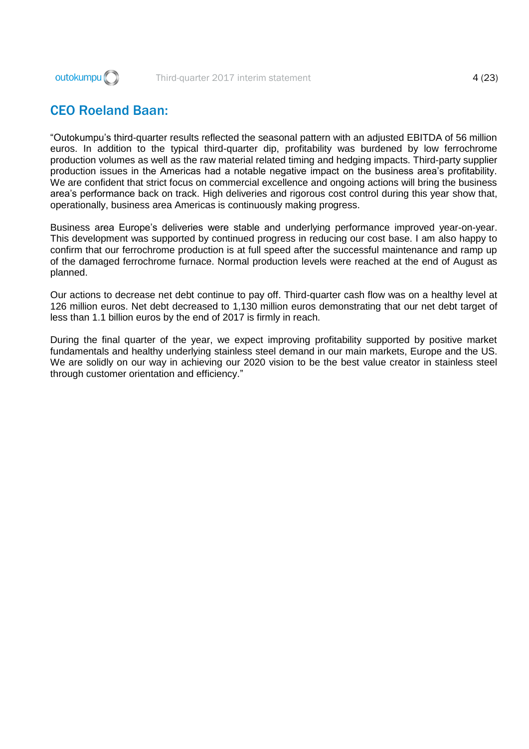## CEO Roeland Baan:

"Outokumpu's third-quarter results reflected the seasonal pattern with an adjusted EBITDA of 56 million euros. In addition to the typical third-quarter dip, profitability was burdened by low ferrochrome production volumes as well as the raw material related timing and hedging impacts. Third-party supplier production issues in the Americas had a notable negative impact on the business area's profitability. We are confident that strict focus on commercial excellence and ongoing actions will bring the business area's performance back on track. High deliveries and rigorous cost control during this year show that, operationally, business area Americas is continuously making progress.

Business area Europe's deliveries were stable and underlying performance improved year-on-year. This development was supported by continued progress in reducing our cost base. I am also happy to confirm that our ferrochrome production is at full speed after the successful maintenance and ramp up of the damaged ferrochrome furnace. Normal production levels were reached at the end of August as planned.

Our actions to decrease net debt continue to pay off. Third-quarter cash flow was on a healthy level at 126 million euros. Net debt decreased to 1,130 million euros demonstrating that our net debt target of less than 1.1 billion euros by the end of 2017 is firmly in reach.

During the final quarter of the year, we expect improving profitability supported by positive market fundamentals and healthy underlying stainless steel demand in our main markets, Europe and the US. We are solidly on our way in achieving our 2020 vision to be the best value creator in stainless steel through customer orientation and efficiency."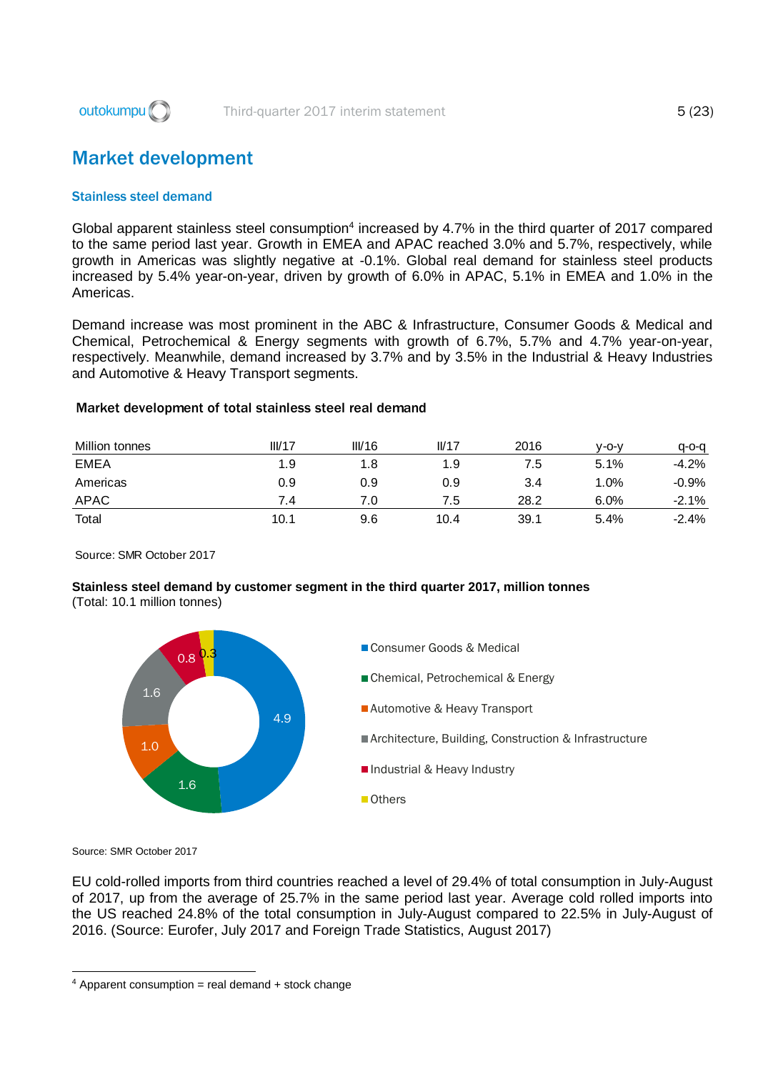## Market development

### Stainless steel demand

Global apparent stainless steel consumption[4] increased by 4.7% in the third quarter of 2017 compared to the same period last year. Growth in EMEA and APAC reached 3.0% and 5.7%, respectively, while growth in Americas was slightly negative at -0.1%. Global real demand for stainless steel products increased by 5.4% year-on-year, driven by growth of 6.0% in APAC, 5.1% in EMEA and 1.0% in the Americas.

Demand increase was most prominent in the ABC & Infrastructure, Consumer Goods & Medical and Chemical, Petrochemical & Energy segments with growth of 6.7%, 5.7% and 4.7% year-on-year, respectively. Meanwhile, demand increased by 3.7% and by 3.5% in the Industrial & Heavy Industries and Automotive & Heavy Transport segments.

**Market development of total stainless steel real demand**

| Million tonnes | III/17 | III/16 | II/17 | 2016 | y-o-y | q-o-q |
|---|---|---|---|---|---|---|
| EMEA | 1.9 | 1.8 | 1.9 | 7.5 | 5.1% | -4.2% |
| Americas | 0.9 | 0.9 | 0.9 | 3.4 | 1.0% | -0.9% |
| APAC | 7.4 | 7.0 | 7.5 | 28.2 | 6.0% | -2.1% |
| Total | 10.1 | 9.6 | 10.4 | 39.1 | 5.4% | -2.4% |

Source: SMR October 2017

**Stainless steel demand by customer segment in the third quarter 2017, million tonnes**
(Total: 10.1 million tonnes)

| Segment | Million tonnes |
|---|---|
| Consumer Goods & Medical | 4.9 |
| Chemical, Petrochemical & Energy | 1.6 |
| Automotive & Heavy Transport | 1.0 |
| Architecture, Building, Construction & Infrastructure | 1.6 |
| Industrial & Heavy Industry | 0.8 |
| Others | 0.3 |

Source: SMR October 2017

EU cold-rolled imports from third countries reached a level of 29.4% of total consumption in July-August of 2017, up from the average of 25.7% in the same period last year. Average cold rolled imports into the US reached 24.8% of the total consumption in July-August compared to 22.5% in July-August of 2016. (Source: Eurofer, July 2017 and Foreign Trade Statistics, August 2017)

[4] Apparent consumption = real demand + stock change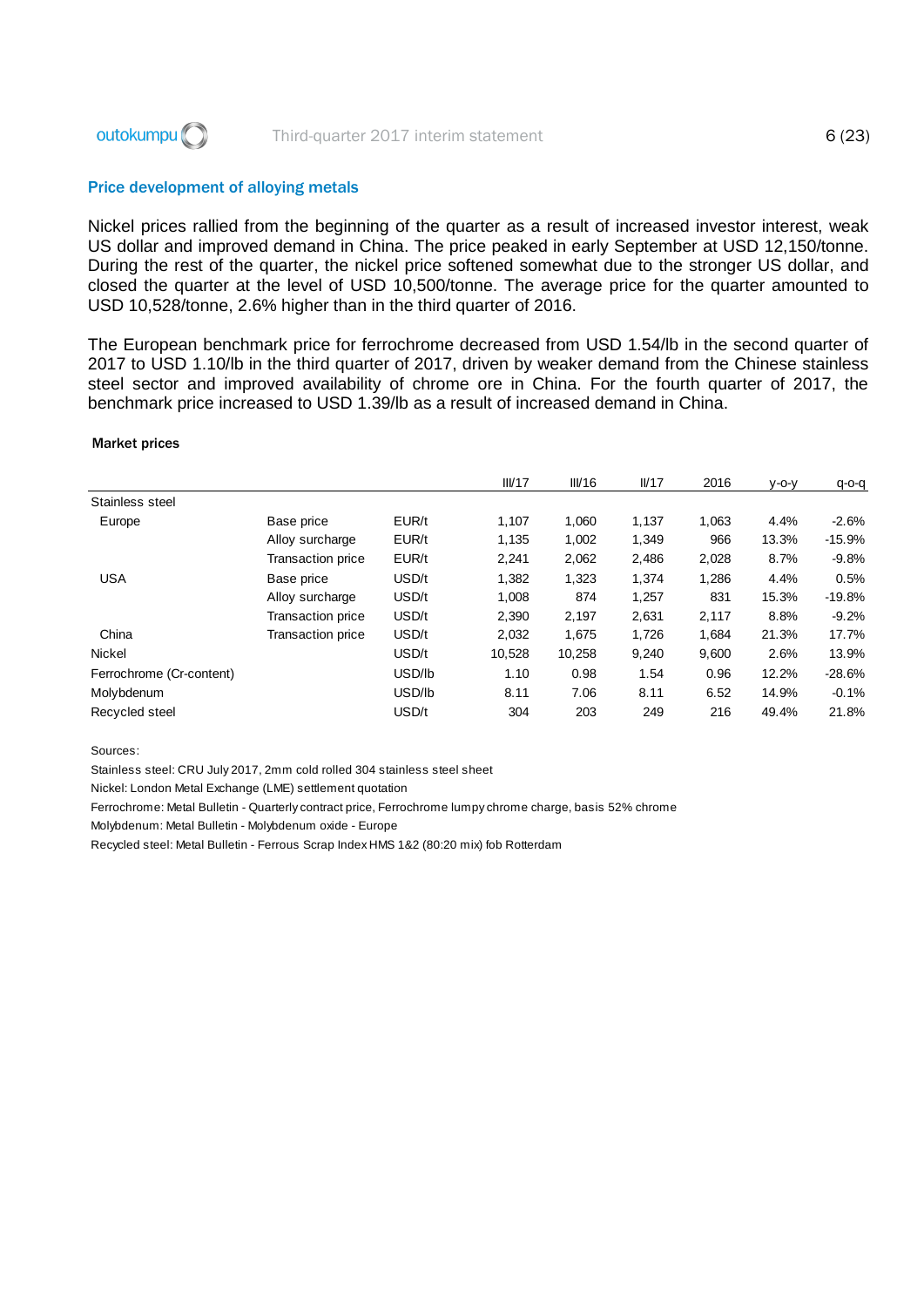## Price development of alloying metals

Nickel prices rallied from the beginning of the quarter as a result of increased investor interest, weak US dollar and improved demand in China. The price peaked in early September at USD 12,150/tonne. During the rest of the quarter, the nickel price softened somewhat due to the stronger US dollar, and closed the quarter at the level of USD 10,500/tonne. The average price for the quarter amounted to USD 10,528/tonne, 2.6% higher than in the third quarter of 2016.

The European benchmark price for ferrochrome decreased from USD 1.54/lb in the second quarter of 2017 to USD 1.10/lb in the third quarter of 2017, driven by weaker demand from the Chinese stainless steel sector and improved availability of chrome ore in China. For the fourth quarter of 2017, the benchmark price increased to USD 1.39/lb as a result of increased demand in China.

**Market prices**

| | | | III/17 | III/16 | II/17 | 2016 | y-o-y | q-o-q |
|---|---|---|---|---|---|---|---|---|
| Stainless steel | | | | | | | | |
| Europe | Base price | EUR/t | 1,107 | 1,060 | 1,137 | 1,063 | 4.4% | -2.6% |
| | Alloy surcharge | EUR/t | 1,135 | 1,002 | 1,349 | 966 | 13.3% | -15.9% |
| | Transaction price | EUR/t | 2,241 | 2,062 | 2,486 | 2,028 | 8.7% | -9.8% |
| USA | Base price | USD/t | 1,382 | 1,323 | 1,374 | 1,286 | 4.4% | 0.5% |
| | Alloy surcharge | USD/t | 1,008 | 874 | 1,257 | 831 | 15.3% | -19.8% |
| | Transaction price | USD/t | 2,390 | 2,197 | 2,631 | 2,117 | 8.8% | -9.2% |
| China | Transaction price | USD/t | 2,032 | 1,675 | 1,726 | 1,684 | 21.3% | 17.7% |
| Nickel | | USD/t | 10,528 | 10,258 | 9,240 | 9,600 | 2.6% | 13.9% |
| Ferrochrome (Cr-content) | | USD/lb | 1.10 | 0.98 | 1.54 | 0.96 | 12.2% | -28.6% |
| Molybdenum | | USD/lb | 8.11 | 7.06 | 8.11 | 6.52 | 14.9% | -0.1% |
| Recycled steel | | USD/t | 304 | 203 | 249 | 216 | 49.4% | 21.8% |

Sources:

Stainless steel: CRU July 2017, 2mm cold rolled 304 stainless steel sheet

Nickel: London Metal Exchange (LME) settlement quotation

Ferrochrome: Metal Bulletin - Quarterly contract price, Ferrochrome lumpy chrome charge, basis 52% chrome

Molybdenum: Metal Bulletin - Molybdenum oxide - Europe

Recycled steel: Metal Bulletin - Ferrous Scrap Index HMS 1&2 (80:20 mix) fob Rotterdam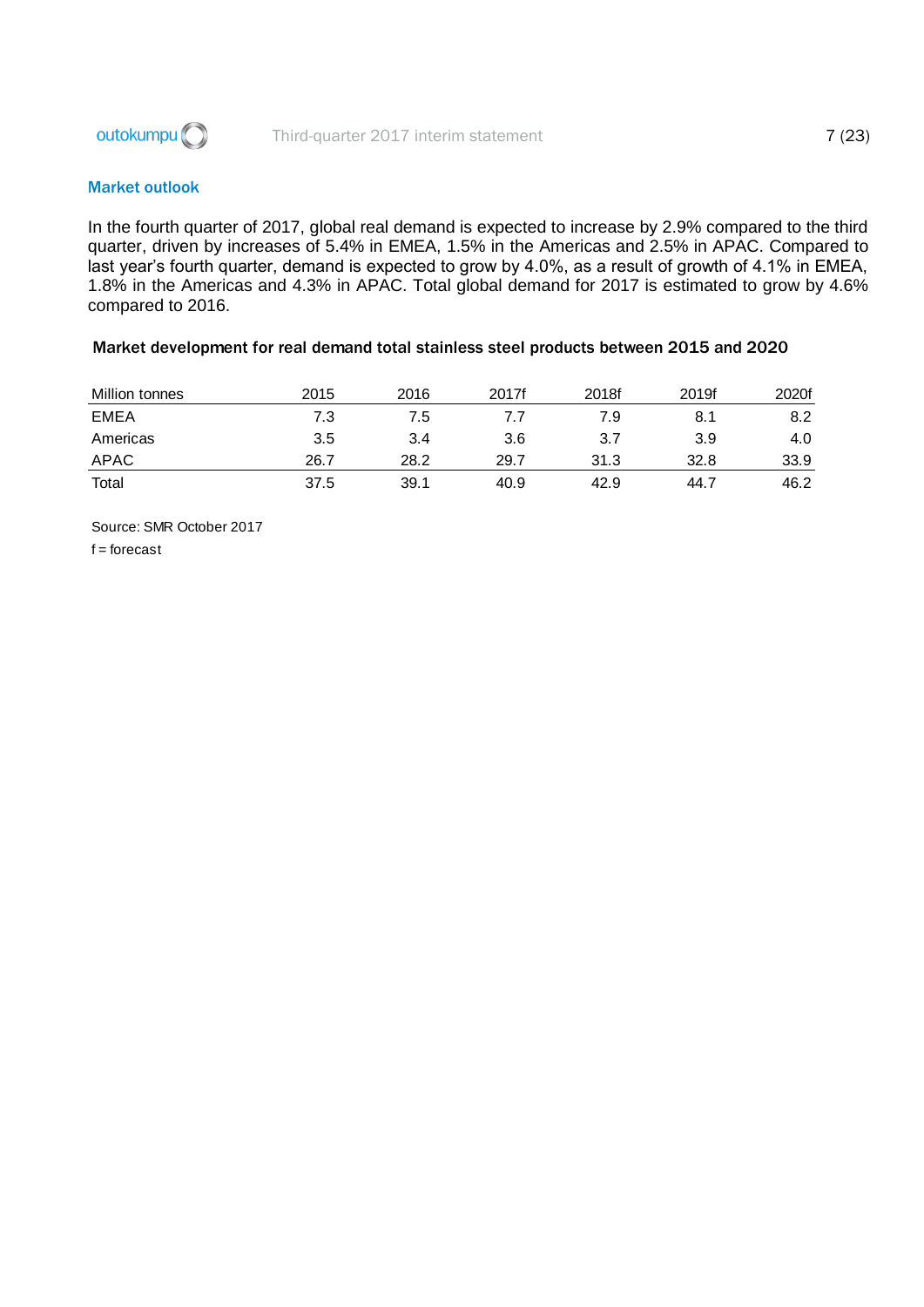## Market outlook

In the fourth quarter of 2017, global real demand is expected to increase by 2.9% compared to the third quarter, driven by increases of 5.4% in EMEA, 1.5% in the Americas and 2.5% in APAC. Compared to last year's fourth quarter, demand is expected to grow by 4.0%, as a result of growth of 4.1% in EMEA, 1.8% in the Americas and 4.3% in APAC. Total global demand for 2017 is estimated to grow by 4.6% compared to 2016.

### Market development for real demand total stainless steel products between 2015 and 2020

| Million tonnes | 2015 | 2016 | 2017f | 2018f | 2019f | 2020f |
|---|---|---|---|---|---|---|
| EMEA | 7.3 | 7.5 | 7.7 | 7.9 | 8.1 | 8.2 |
| Americas | 3.5 | 3.4 | 3.6 | 3.7 | 3.9 | 4.0 |
| APAC | 26.7 | 28.2 | 29.7 | 31.3 | 32.8 | 33.9 |
| Total | 37.5 | 39.1 | 40.9 | 42.9 | 44.7 | 46.2 |

Source: SMR October 2017

f = forecast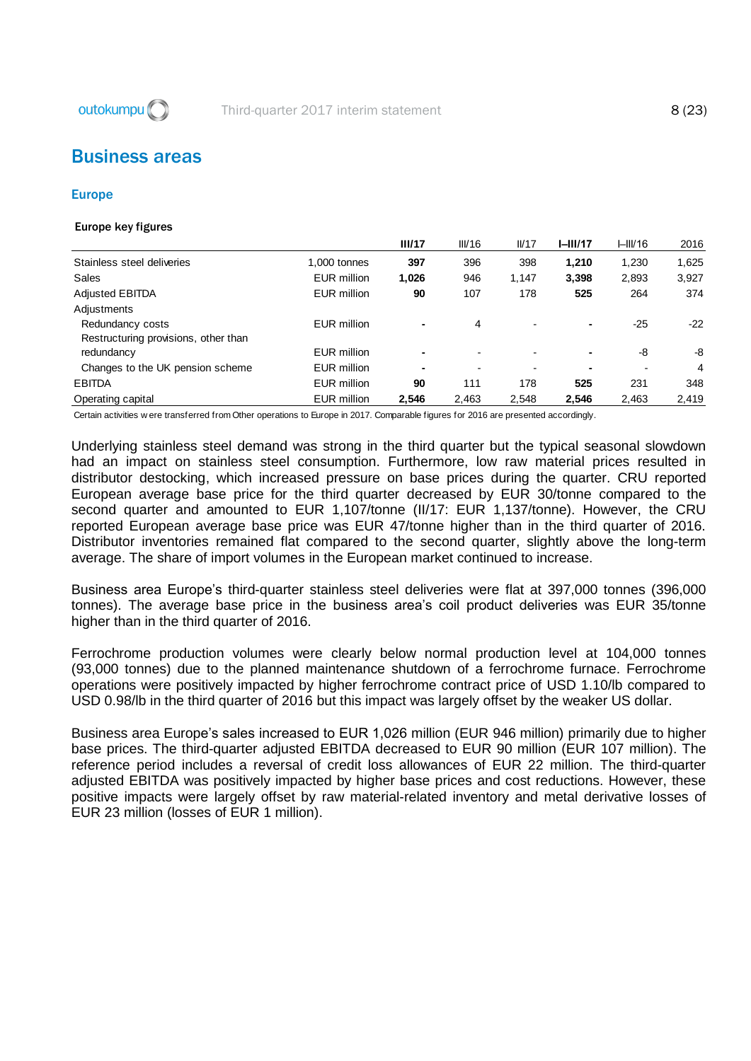# Business areas

## Europe

### Europe key figures

| | | III/17 | III/16 | II/17 | I–III/17 | I–III/16 | 2016 |
|---|---|---|---|---|---|---|---|
| Stainless steel deliveries | 1,000 tonnes | **397** | 396 | 398 | **1,210** | 1,230 | 1,625 |
| Sales | EUR million | **1,026** | 946 | 1,147 | **3,398** | 2,893 | 3,927 |
| Adjusted EBITDA | EUR million | **90** | 107 | 178 | **525** | 264 | 374 |
| Adjustments | | | | | | | |
| Redundancy costs | EUR million | **-** | 4 | - | **-** | -25 | -22 |
| Restructuring provisions, other than redundancy | EUR million | **-** | - | - | **-** | -8 | -8 |
| Changes to the UK pension scheme | EUR million | **-** | - | - | **-** | - | 4 |
| EBITDA | EUR million | **90** | 111 | 178 | **525** | 231 | 348 |
| Operating capital | EUR million | **2,546** | 2,463 | 2,548 | **2,546** | 2,463 | 2,419 |

Certain activities were transferred from Other operations to Europe in 2017. Comparable figures for 2016 are presented accordingly.

Underlying stainless steel demand was strong in the third quarter but the typical seasonal slowdown had an impact on stainless steel consumption. Furthermore, low raw material prices resulted in distributor destocking, which increased pressure on base prices during the quarter. CRU reported European average base price for the third quarter decreased by EUR 30/tonne compared to the second quarter and amounted to EUR 1,107/tonne (II/17: EUR 1,137/tonne). However, the CRU reported European average base price was EUR 47/tonne higher than in the third quarter of 2016. Distributor inventories remained flat compared to the second quarter, slightly above the long-term average. The share of import volumes in the European market continued to increase.

Business area Europe's third-quarter stainless steel deliveries were flat at 397,000 tonnes (396,000 tonnes). The average base price in the business area's coil product deliveries was EUR 35/tonne higher than in the third quarter of 2016.

Ferrochrome production volumes were clearly below normal production level at 104,000 tonnes (93,000 tonnes) due to the planned maintenance shutdown of a ferrochrome furnace. Ferrochrome operations were positively impacted by higher ferrochrome contract price of USD 1.10/lb compared to USD 0.98/lb in the third quarter of 2016 but this impact was largely offset by the weaker US dollar.

Business area Europe's sales increased to EUR 1,026 million (EUR 946 million) primarily due to higher base prices. The third-quarter adjusted EBITDA decreased to EUR 90 million (EUR 107 million). The reference period includes a reversal of credit loss allowances of EUR 22 million. The third-quarter adjusted EBITDA was positively impacted by higher base prices and cost reductions. However, these positive impacts were largely offset by raw material-related inventory and metal derivative losses of EUR 23 million (losses of EUR 1 million).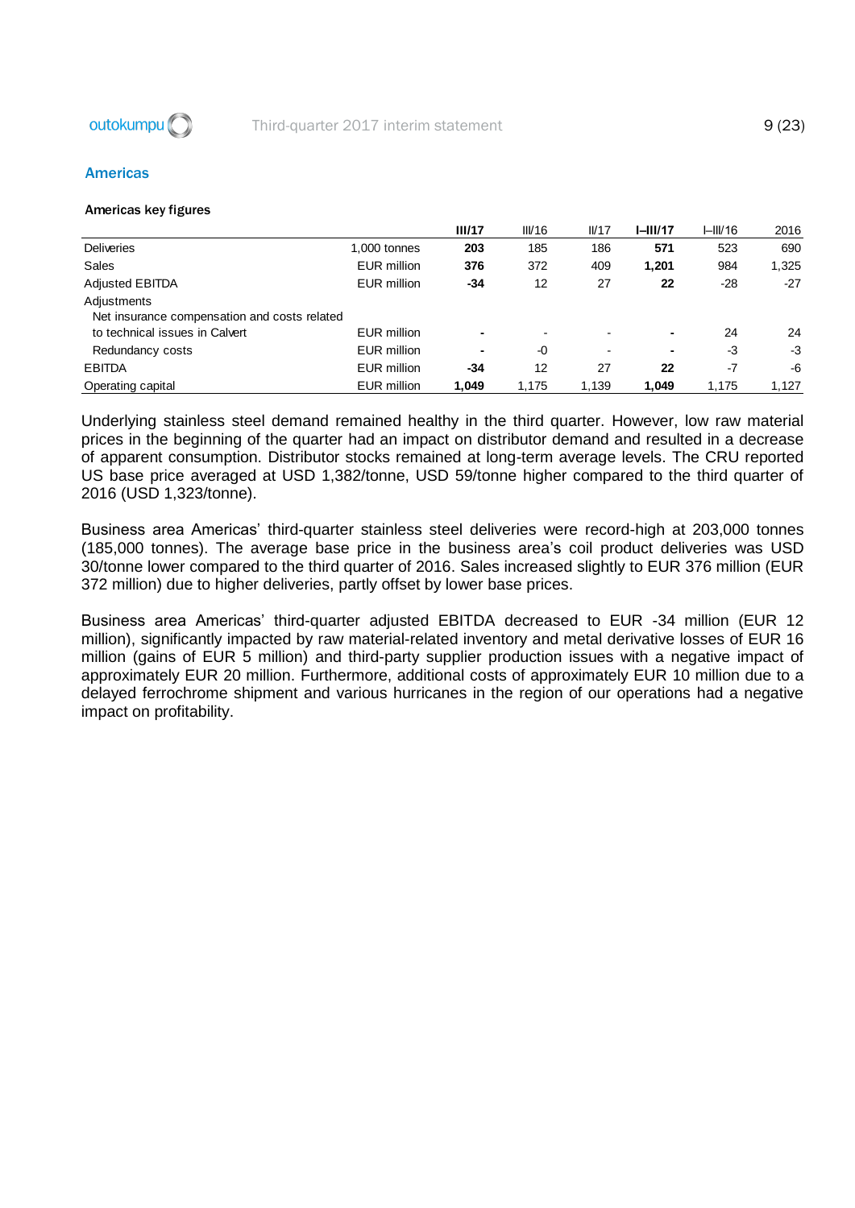## Americas

### Americas key figures

| | | III/17 | III/16 | II/17 | I–III/17 | I–III/16 | 2016 |
|---|---|---|---|---|---|---|---|
| Deliveries | 1,000 tonnes | **203** | 185 | 186 | **571** | 523 | 690 |
| Sales | EUR million | **376** | 372 | 409 | **1,201** | 984 | 1,325 |
| Adjusted EBITDA | EUR million | **-34** | 12 | 27 | **22** | -28 | -27 |
| Adjustments | | | | | | | |
| Net insurance compensation and costs related to technical issues in Calvert | EUR million | **-** | - | - | **-** | 24 | 24 |
| Redundancy costs | EUR million | **-** | -0 | - | **-** | -3 | -3 |
| EBITDA | EUR million | **-34** | 12 | 27 | **22** | -7 | -6 |
| Operating capital | EUR million | **1,049** | 1,175 | 1,139 | **1,049** | 1,175 | 1,127 |

Underlying stainless steel demand remained healthy in the third quarter. However, low raw material prices in the beginning of the quarter had an impact on distributor demand and resulted in a decrease of apparent consumption. Distributor stocks remained at long-term average levels. The CRU reported US base price averaged at USD 1,382/tonne, USD 59/tonne higher compared to the third quarter of 2016 (USD 1,323/tonne).

Business area Americas' third-quarter stainless steel deliveries were record-high at 203,000 tonnes (185,000 tonnes). The average base price in the business area's coil product deliveries was USD 30/tonne lower compared to the third quarter of 2016. Sales increased slightly to EUR 376 million (EUR 372 million) due to higher deliveries, partly offset by lower base prices.

Business area Americas' third-quarter adjusted EBITDA decreased to EUR -34 million (EUR 12 million), significantly impacted by raw material-related inventory and metal derivative losses of EUR 16 million (gains of EUR 5 million) and third-party supplier production issues with a negative impact of approximately EUR 20 million. Furthermore, additional costs of approximately EUR 10 million due to a delayed ferrochrome shipment and various hurricanes in the region of our operations had a negative impact on profitability.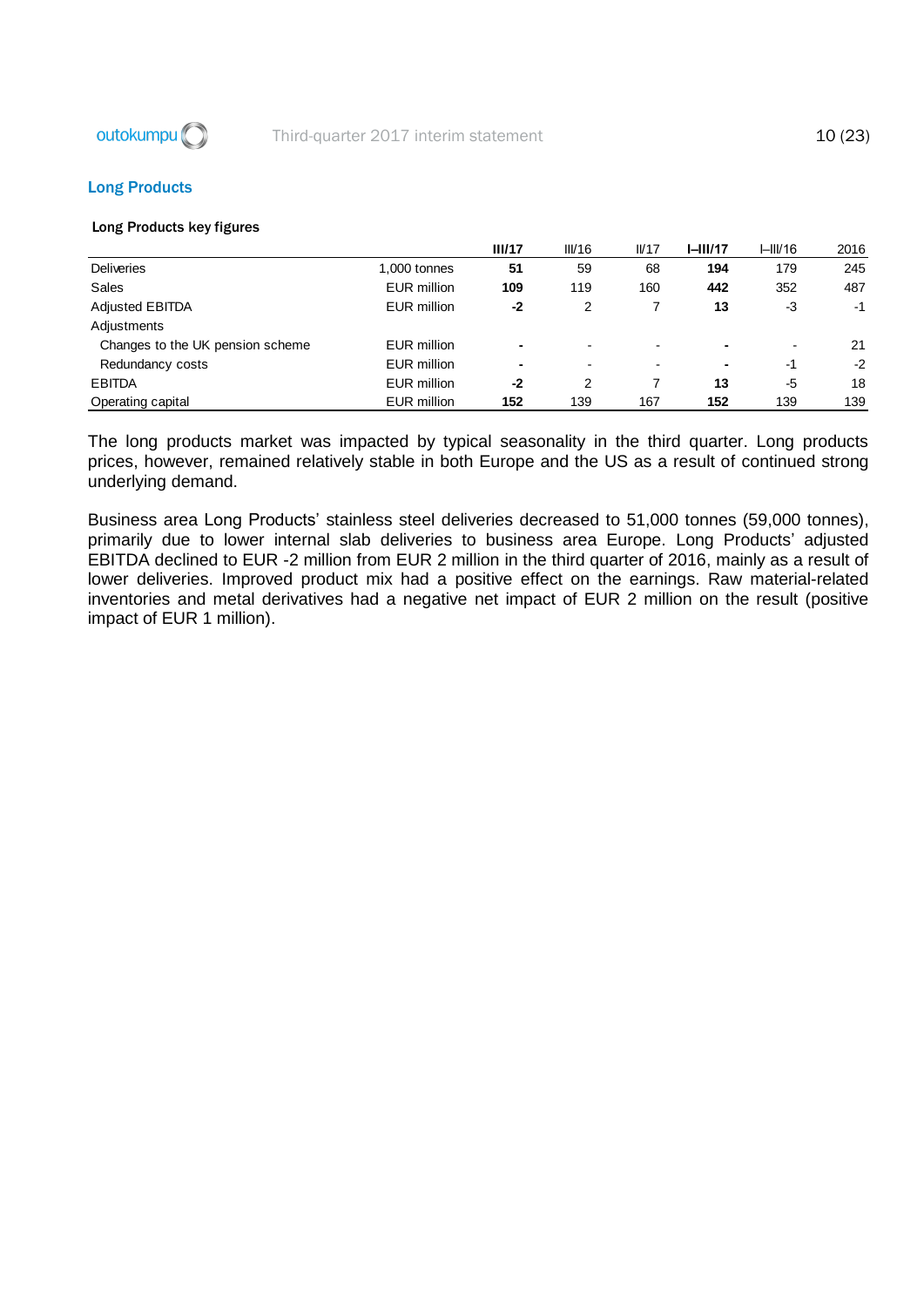## Long Products

**Long Products key figures**

| | | **III/17** | III/16 | II/17 | **I–III/17** | I–III/16 | 2016 |
|---|---|---|---|---|---|---|---|
| Deliveries | 1,000 tonnes | **51** | 59 | 68 | **194** | 179 | 245 |
| Sales | EUR million | **109** | 119 | 160 | **442** | 352 | 487 |
| Adjusted EBITDA | EUR million | **-2** | 2 | 7 | **13** | -3 | -1 |
| Adjustments | | | | | | | |
| Changes to the UK pension scheme | EUR million | **-** | - | - | **-** | - | 21 |
| Redundancy costs | EUR million | **-** | - | - | **-** | -1 | -2 |
| EBITDA | EUR million | **-2** | 2 | 7 | **13** | -5 | 18 |
| Operating capital | EUR million | **152** | 139 | 167 | **152** | 139 | 139 |

The long products market was impacted by typical seasonality in the third quarter. Long products prices, however, remained relatively stable in both Europe and the US as a result of continued strong underlying demand.

Business area Long Products' stainless steel deliveries decreased to 51,000 tonnes (59,000 tonnes), primarily due to lower internal slab deliveries to business area Europe. Long Products' adjusted EBITDA declined to EUR -2 million from EUR 2 million in the third quarter of 2016, mainly as a result of lower deliveries. Improved product mix had a positive effect on the earnings. Raw material-related inventories and metal derivatives had a negative net impact of EUR 2 million on the result (positive impact of EUR 1 million).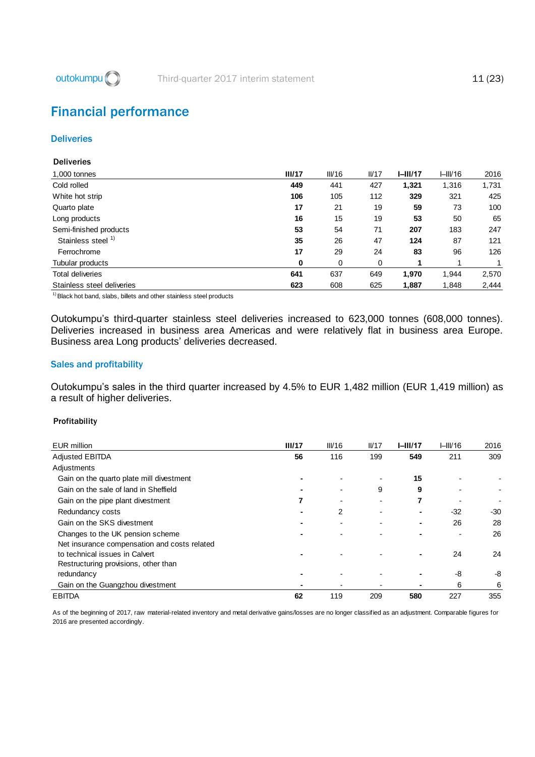# Financial performance

## Deliveries

**Deliveries**

| 1,000 tonnes | **III/17** | III/16 | II/17 | **I–III/17** | I–III/16 | 2016 |
|---|---|---|---|---|---|---|
| Cold rolled | **449** | 441 | 427 | **1,321** | 1,316 | 1,731 |
| White hot strip | **106** | 105 | 112 | **329** | 321 | 425 |
| Quarto plate | **17** | 21 | 19 | **59** | 73 | 100 |
| Long products | **16** | 15 | 19 | **53** | 50 | 65 |
| Semi-finished products | **53** | 54 | 71 | **207** | 183 | 247 |
| Stainless steel [1] | **35** | 26 | 47 | **124** | 87 | 121 |
| Ferrochrome | **17** | 29 | 24 | **83** | 96 | 126 |
| Tubular products | **0** | 0 | 0 | **1** | 1 | 1 |
| Total deliveries | **641** | 637 | 649 | **1,970** | 1,944 | 2,570 |
| Stainless steel deliveries | **623** | 608 | 625 | **1,887** | 1,848 | 2,444 |

[1] Black hot band, slabs, billets and other stainless steel products

Outokumpu's third-quarter stainless steel deliveries increased to 623,000 tonnes (608,000 tonnes). Deliveries increased in business area Americas and were relatively flat in business area Europe. Business area Long products' deliveries decreased.

## Sales and profitability

Outokumpu's sales in the third quarter increased by 4.5% to EUR 1,482 million (EUR 1,419 million) as a result of higher deliveries.

**Profitability**

| EUR million | **III/17** | III/16 | II/17 | **I–III/17** | I–III/16 | 2016 |
|---|---|---|---|---|---|---|
| Adjusted EBITDA | **56** | 116 | 199 | **549** | 211 | 309 |
| Adjustments | | | | | | |
| Gain on the quarto plate mill divestment | **-** | - | - | **15** | - | - |
| Gain on the sale of land in Sheffield | **-** | - | 9 | **9** | - | - |
| Gain on the pipe plant divestment | **7** | - | - | **7** | - | - |
| Redundancy costs | **-** | 2 | - | **-** | -32 | -30 |
| Gain on the SKS divestment | **-** | - | - | **-** | 26 | 28 |
| Changes to the UK pension scheme | **-** | - | - | **-** | - | 26 |
| Net insurance compensation and costs related to technical issues in Calvert | **-** | - | - | **-** | 24 | 24 |
| Restructuring provisions, other than redundancy | **-** | - | - | **-** | -8 | -8 |
| Gain on the Guangzhou divestment | **-** | - | - | **-** | 6 | 6 |
| EBITDA | **62** | 119 | 209 | **580** | 227 | 355 |

As of the beginning of 2017, raw material-related inventory and metal derivative gains/losses are no longer classified as an adjustment. Comparable figures for 2016 are presented accordingly.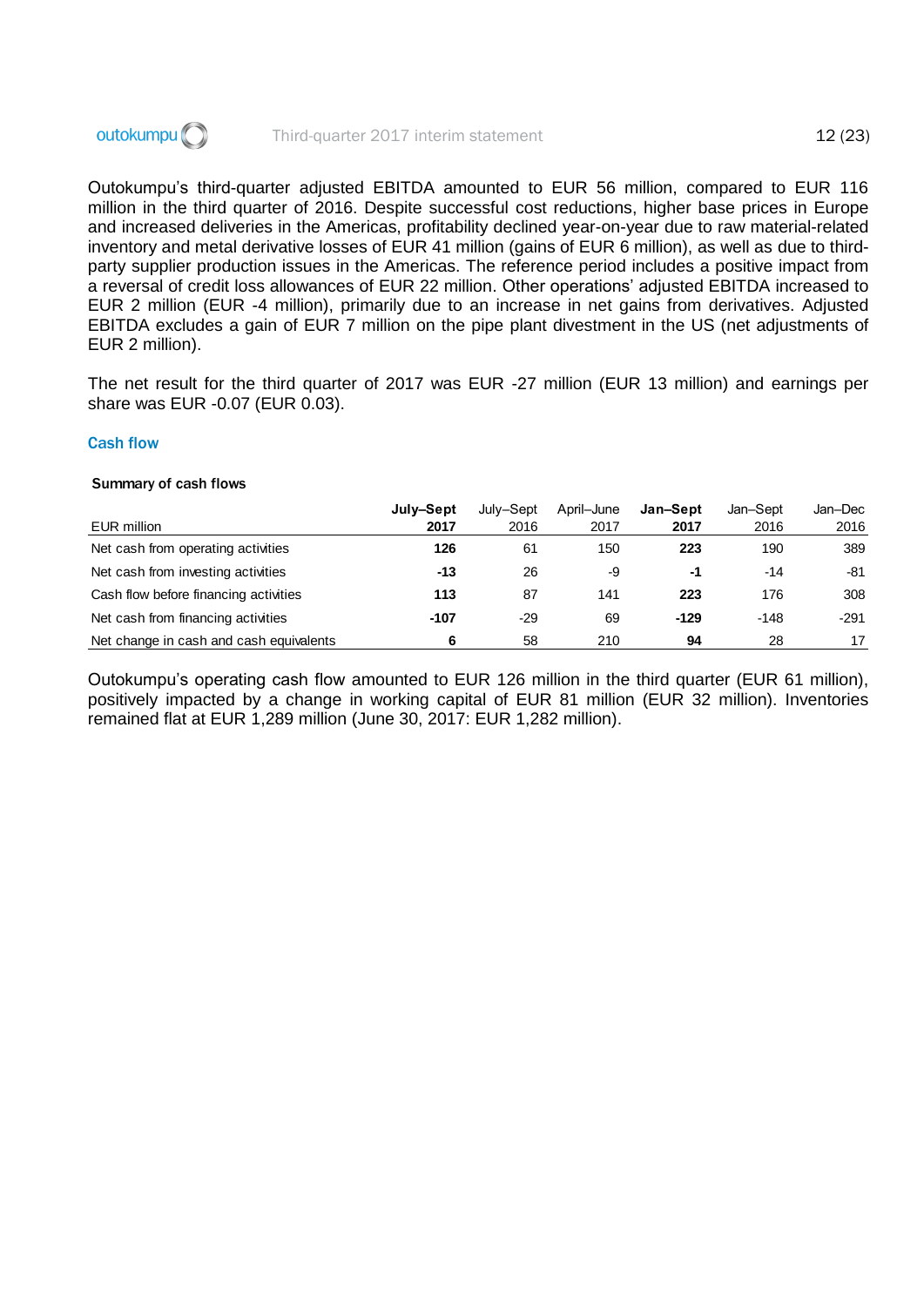Outokumpu's third-quarter adjusted EBITDA amounted to EUR 56 million, compared to EUR 116 million in the third quarter of 2016. Despite successful cost reductions, higher base prices in Europe and increased deliveries in the Americas, profitability declined year-on-year due to raw material-related inventory and metal derivative losses of EUR 41 million (gains of EUR 6 million), as well as due to third-party supplier production issues in the Americas. The reference period includes a positive impact from a reversal of credit loss allowances of EUR 22 million. Other operations' adjusted EBITDA increased to EUR 2 million (EUR -4 million), primarily due to an increase in net gains from derivatives. Adjusted EBITDA excludes a gain of EUR 7 million on the pipe plant divestment in the US (net adjustments of EUR 2 million).

The net result for the third quarter of 2017 was EUR -27 million (EUR 13 million) and earnings per share was EUR -0.07 (EUR 0.03).

## Cash flow

**Summary of cash flows**

| EUR million | **July–Sept 2017** | July–Sept 2016 | April–June 2017 | **Jan–Sept 2017** | Jan–Sept 2016 | Jan–Dec 2016 |
|---|---|---|---|---|---|---|
| Net cash from operating activities | **126** | 61 | 150 | **223** | 190 | 389 |
| Net cash from investing activities | **-13** | 26 | -9 | **-1** | -14 | -81 |
| Cash flow before financing activities | **113** | 87 | 141 | **223** | 176 | 308 |
| Net cash from financing activities | **-107** | -29 | 69 | **-129** | -148 | -291 |
| Net change in cash and cash equivalents | **6** | 58 | 210 | **94** | 28 | 17 |

Outokumpu's operating cash flow amounted to EUR 126 million in the third quarter (EUR 61 million), positively impacted by a change in working capital of EUR 81 million (EUR 32 million). Inventories remained flat at EUR 1,289 million (June 30, 2017: EUR 1,282 million).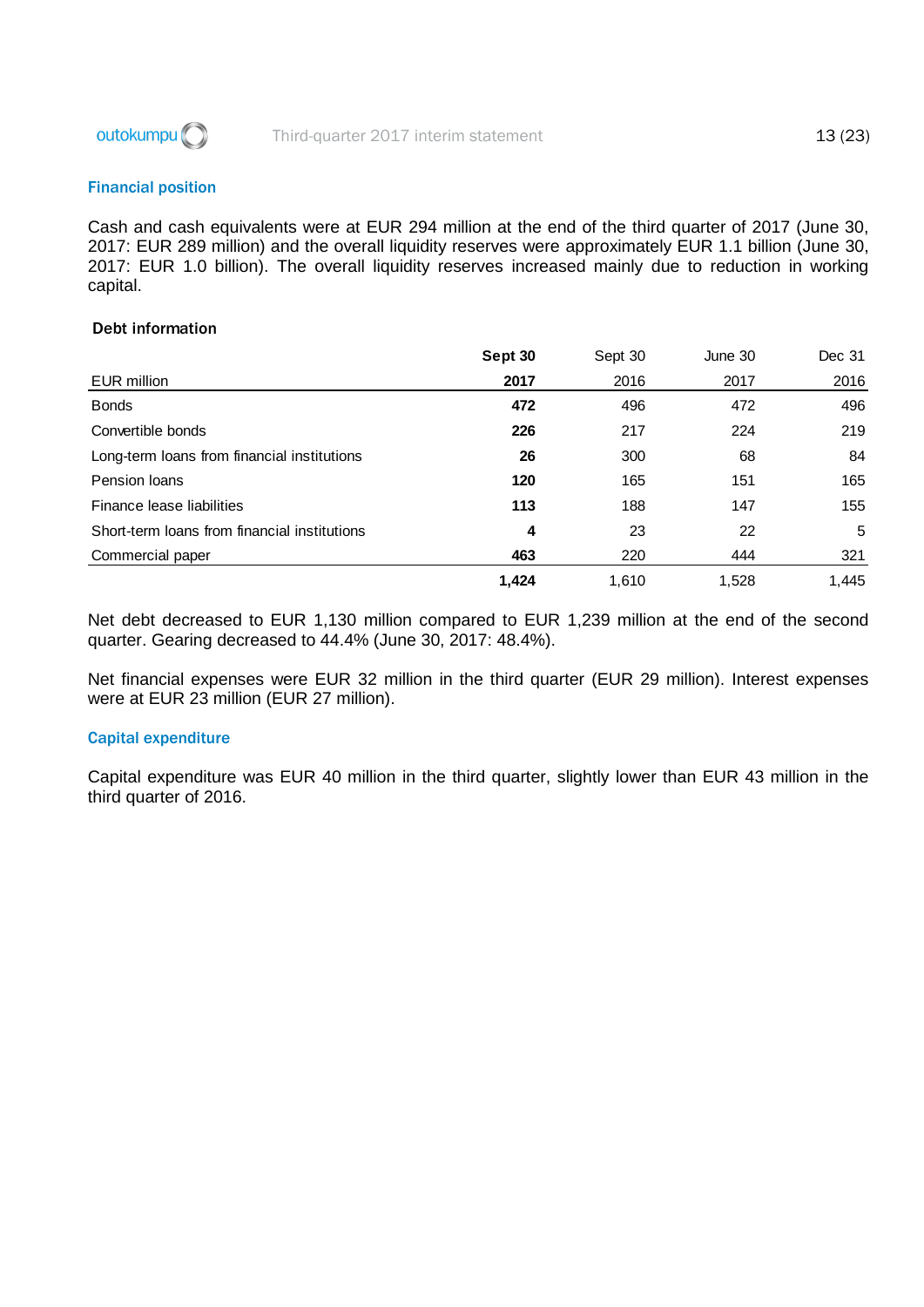## Financial position

Cash and cash equivalents were at EUR 294 million at the end of the third quarter of 2017 (June 30, 2017: EUR 289 million) and the overall liquidity reserves were approximately EUR 1.1 billion (June 30, 2017: EUR 1.0 billion). The overall liquidity reserves increased mainly due to reduction in working capital.

### Debt information

| EUR million | **Sept 30 2017** | Sept 30 2016 | June 30 2017 | Dec 31 2016 |
|---|---|---|---|---|
| Bonds | **472** | 496 | 472 | 496 |
| Convertible bonds | **226** | 217 | 224 | 219 |
| Long-term loans from financial institutions | **26** | 300 | 68 | 84 |
| Pension loans | **120** | 165 | 151 | 165 |
| Finance lease liabilities | **113** | 188 | 147 | 155 |
| Short-term loans from financial institutions | **4** | 23 | 22 | 5 |
| Commercial paper | **463** | 220 | 444 | 321 |
| | **1,424** | 1,610 | 1,528 | 1,445 |

Net debt decreased to EUR 1,130 million compared to EUR 1,239 million at the end of the second quarter. Gearing decreased to 44.4% (June 30, 2017: 48.4%).

Net financial expenses were EUR 32 million in the third quarter (EUR 29 million). Interest expenses were at EUR 23 million (EUR 27 million).

## Capital expenditure

Capital expenditure was EUR 40 million in the third quarter, slightly lower than EUR 43 million in the third quarter of 2016.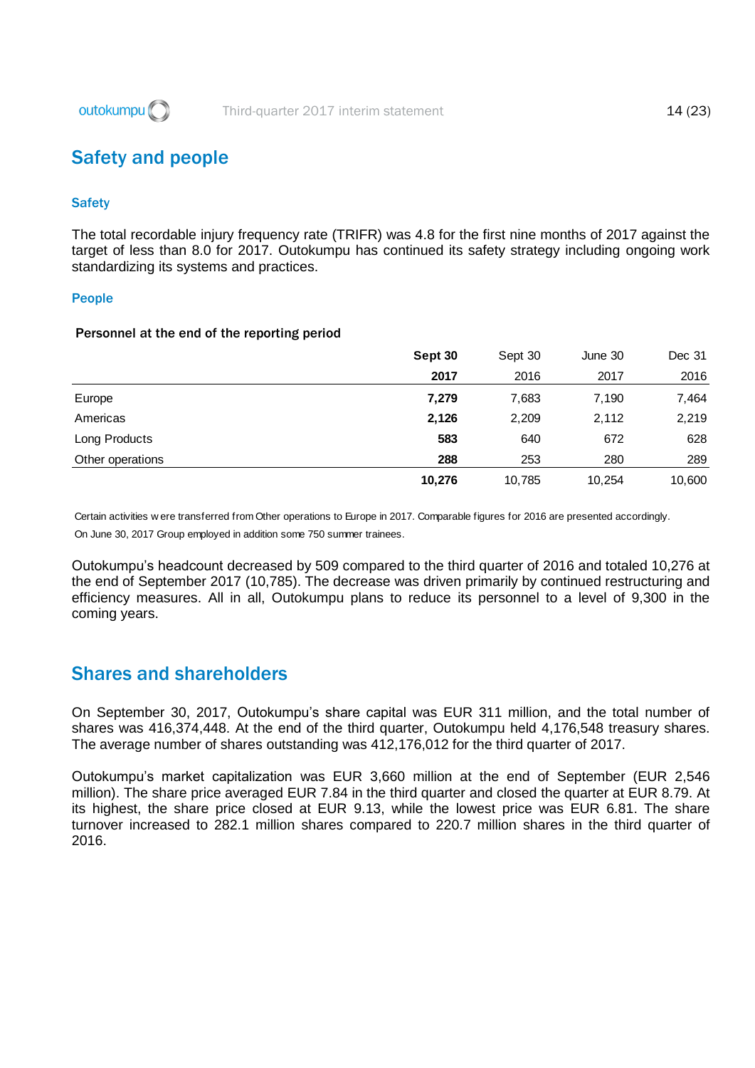## Safety and people

### Safety

The total recordable injury frequency rate (TRIFR) was 4.8 for the first nine months of 2017 against the target of less than 8.0 for 2017. Outokumpu has continued its safety strategy including ongoing work standardizing its systems and practices.

### People

**Personnel at the end of the reporting period**

| | **Sept 30 2017** | Sept 30 2016 | June 30 2017 | Dec 31 2016 |
|---|---|---|---|---|
| Europe | **7,279** | 7,683 | 7,190 | 7,464 |
| Americas | **2,126** | 2,209 | 2,112 | 2,219 |
| Long Products | **583** | 640 | 672 | 628 |
| Other operations | **288** | 253 | 280 | 289 |
| | **10,276** | 10,785 | 10,254 | 10,600 |

Certain activities were transferred from Other operations to Europe in 2017. Comparable figures for 2016 are presented accordingly.

On June 30, 2017 Group employed in addition some 750 summer trainees.

Outokumpu's headcount decreased by 509 compared to the third quarter of 2016 and totaled 10,276 at the end of September 2017 (10,785). The decrease was driven primarily by continued restructuring and efficiency measures. All in all, Outokumpu plans to reduce its personnel to a level of 9,300 in the coming years.

## Shares and shareholders

On September 30, 2017, Outokumpu's share capital was EUR 311 million, and the total number of shares was 416,374,448. At the end of the third quarter, Outokumpu held 4,176,548 treasury shares. The average number of shares outstanding was 412,176,012 for the third quarter of 2017.

Outokumpu's market capitalization was EUR 3,660 million at the end of September (EUR 2,546 million). The share price averaged EUR 7.84 in the third quarter and closed the quarter at EUR 8.79. At its highest, the share price closed at EUR 9.13, while the lowest price was EUR 6.81. The share turnover increased to 282.1 million shares compared to 220.7 million shares in the third quarter of 2016.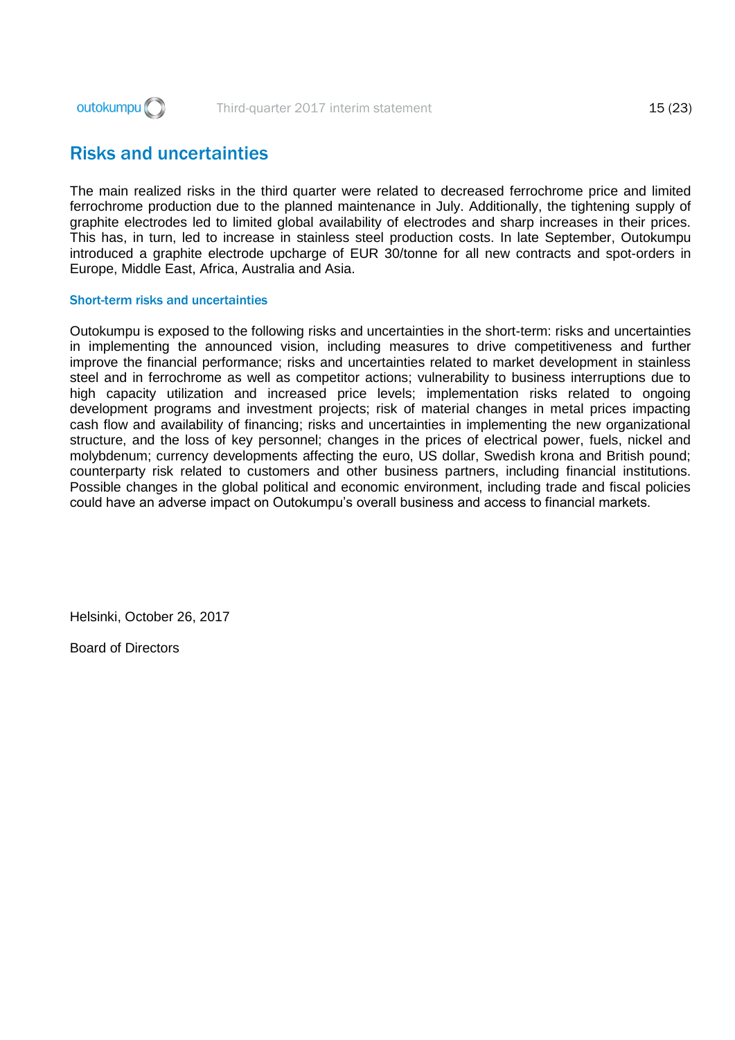## Risks and uncertainties

The main realized risks in the third quarter were related to decreased ferrochrome price and limited ferrochrome production due to the planned maintenance in July. Additionally, the tightening supply of graphite electrodes led to limited global availability of electrodes and sharp increases in their prices. This has, in turn, led to increase in stainless steel production costs. In late September, Outokumpu introduced a graphite electrode upcharge of EUR 30/tonne for all new contracts and spot-orders in Europe, Middle East, Africa, Australia and Asia.

### Short-term risks and uncertainties

Outokumpu is exposed to the following risks and uncertainties in the short-term: risks and uncertainties in implementing the announced vision, including measures to drive competitiveness and further improve the financial performance; risks and uncertainties related to market development in stainless steel and in ferrochrome as well as competitor actions; vulnerability to business interruptions due to high capacity utilization and increased price levels; implementation risks related to ongoing development programs and investment projects; risk of material changes in metal prices impacting cash flow and availability of financing; risks and uncertainties in implementing the new organizational structure, and the loss of key personnel; changes in the prices of electrical power, fuels, nickel and molybdenum; currency developments affecting the euro, US dollar, Swedish krona and British pound; counterparty risk related to customers and other business partners, including financial institutions. Possible changes in the global political and economic environment, including trade and fiscal policies could have an adverse impact on Outokumpu's overall business and access to financial markets.

Helsinki, October 26, 2017

Board of Directors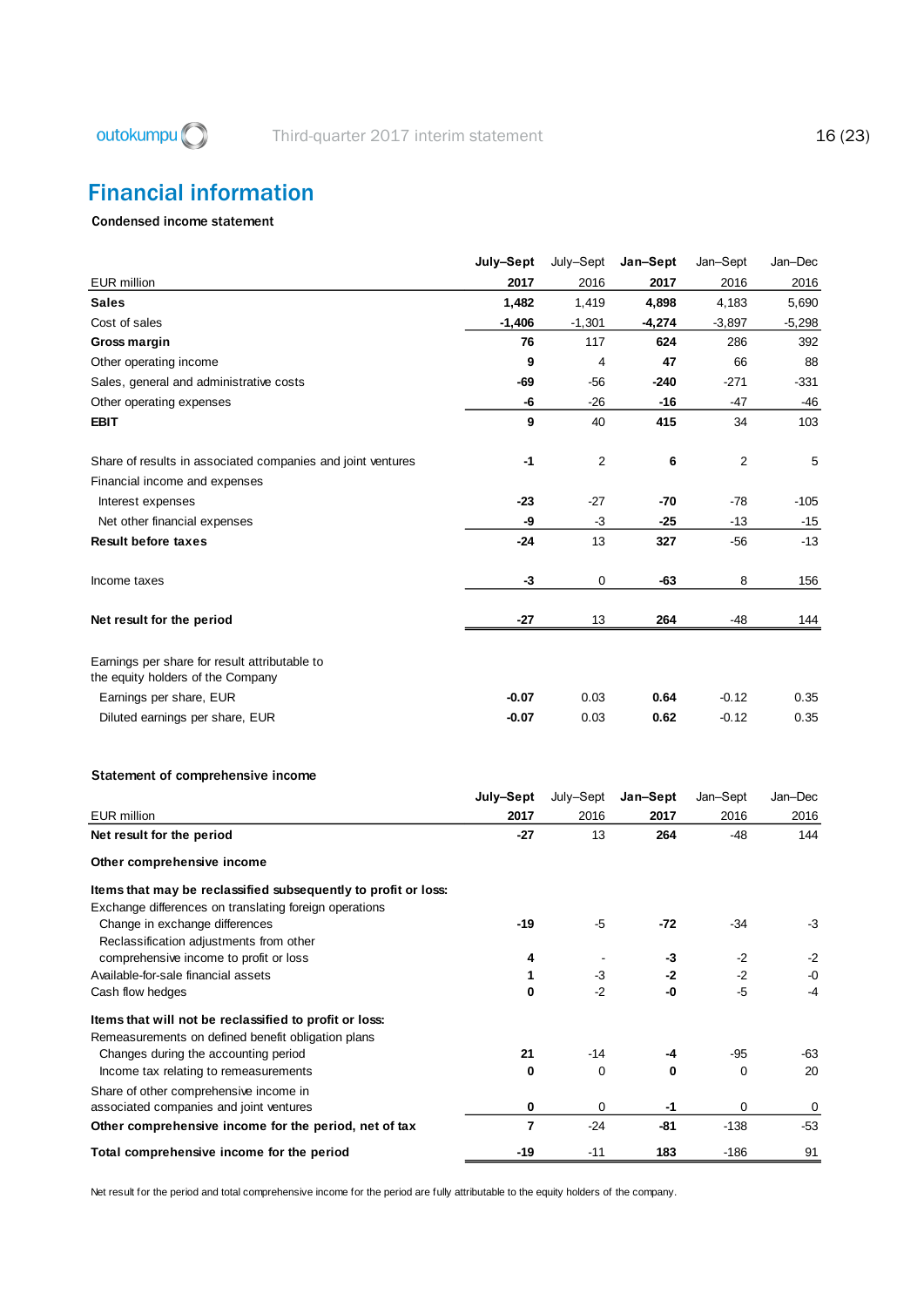# Financial information

### Condensed income statement

| EUR million | July–Sept 2017 | July–Sept 2016 | Jan–Sept 2017 | Jan–Sept 2016 | Jan–Dec 2016 |
|---|---|---|---|---|---|
| **Sales** | **1,482** | 1,419 | **4,898** | 4,183 | 5,690 |
| Cost of sales | **-1,406** | -1,301 | **-4,274** | -3,897 | -5,298 |
| **Gross margin** | **76** | 117 | **624** | 286 | 392 |
| Other operating income | **9** | 4 | **47** | 66 | 88 |
| Sales, general and administrative costs | **-69** | -56 | **-240** | -271 | -331 |
| Other operating expenses | **-6** | -26 | **-16** | -47 | -46 |
| **EBIT** | **9** | 40 | **415** | 34 | 103 |
| | | | | | |
| Share of results in associated companies and joint ventures | **-1** | 2 | **6** | 2 | 5 |
| Financial income and expenses | | | | | |
| Interest expenses | **-23** | -27 | **-70** | -78 | -105 |
| Net other financial expenses | **-9** | -3 | **-25** | -13 | -15 |
| **Result before taxes** | **-24** | 13 | **327** | -56 | -13 |
| | | | | | |
| Income taxes | **-3** | 0 | **-63** | 8 | 156 |
| | | | | | |
| **Net result for the period** | **-27** | 13 | **264** | -48 | 144 |
| | | | | | |
| Earnings per share for result attributable to the equity holders of the Company | | | | | |
| Earnings per share, EUR | **-0.07** | 0.03 | **0.64** | -0.12 | 0.35 |
| Diluted earnings per share, EUR | **-0.07** | 0.03 | **0.62** | -0.12 | 0.35 |

### Statement of comprehensive income

| EUR million | July–Sept 2017 | July–Sept 2016 | Jan–Sept 2017 | Jan–Sept 2016 | Jan–Dec 2016 |
|---|---|---|---|---|---|
| **Net result for the period** | **-27** | 13 | **264** | -48 | 144 |
| **Other comprehensive income** | | | | | |
| **Items that may be reclassified subsequently to profit or loss:** | | | | | |
| Exchange differences on translating foreign operations | | | | | |
| Change in exchange differences | **-19** | -5 | **-72** | -34 | -3 |
| Reclassification adjustments from other comprehensive income to profit or loss | **4** | - | **-3** | -2 | -2 |
| Available-for-sale financial assets | **1** | -3 | **-2** | -2 | -0 |
| Cash flow hedges | **0** | -2 | **-0** | -5 | -4 |
| **Items that will not be reclassified to profit or loss:** | | | | | |
| Remeasurements on defined benefit obligation plans | | | | | |
| Changes during the accounting period | **21** | -14 | **-4** | -95 | -63 |
| Income tax relating to remeasurements | **0** | 0 | **0** | 0 | 20 |
| Share of other comprehensive income in associated companies and joint ventures | **0** | 0 | **-1** | 0 | 0 |
| **Other comprehensive income for the period, net of tax** | **7** | -24 | **-81** | -138 | -53 |
| **Total comprehensive income for the period** | **-19** | -11 | **183** | -186 | 91 |

Net result for the period and total comprehensive income for the period are fully attributable to the equity holders of the company.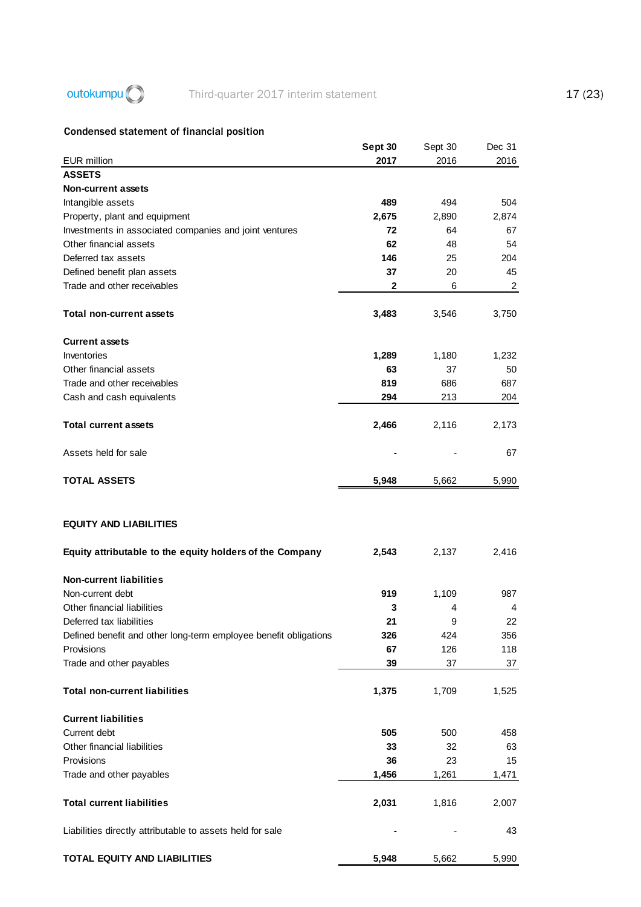## Condensed statement of financial position

| EUR million | Sept 30 2017 | Sept 30 2016 | Dec 31 2016 |
|---|---|---|---|
| **ASSETS** | | | |
| **Non-current assets** | | | |
| Intangible assets | **489** | 494 | 504 |
| Property, plant and equipment | **2,675** | 2,890 | 2,874 |
| Investments in associated companies and joint ventures | **72** | 64 | 67 |
| Other financial assets | **62** | 48 | 54 |
| Deferred tax assets | **146** | 25 | 204 |
| Defined benefit plan assets | **37** | 20 | 45 |
| Trade and other receivables | **2** | 6 | 2 |
| **Total non-current assets** | **3,483** | 3,546 | 3,750 |
| **Current assets** | | | |
| Inventories | **1,289** | 1,180 | 1,232 |
| Other financial assets | **63** | 37 | 50 |
| Trade and other receivables | **819** | 686 | 687 |
| Cash and cash equivalents | **294** | 213 | 204 |
| **Total current assets** | **2,466** | 2,116 | 2,173 |
| Assets held for sale | **-** | - | 67 |
| **TOTAL ASSETS** | **5,948** | 5,662 | 5,990 |
| **EQUITY AND LIABILITIES** | | | |
| **Equity attributable to the equity holders of the Company** | **2,543** | 2,137 | 2,416 |
| **Non-current liabilities** | | | |
| Non-current debt | **919** | 1,109 | 987 |
| Other financial liabilities | **3** | 4 | 4 |
| Deferred tax liabilities | **21** | 9 | 22 |
| Defined benefit and other long-term employee benefit obligations | **326** | 424 | 356 |
| Provisions | **67** | 126 | 118 |
| Trade and other payables | **39** | 37 | 37 |
| **Total non-current liabilities** | **1,375** | 1,709 | 1,525 |
| **Current liabilities** | | | |
| Current debt | **505** | 500 | 458 |
| Other financial liabilities | **33** | 32 | 63 |
| Provisions | **36** | 23 | 15 |
| Trade and other payables | **1,456** | 1,261 | 1,471 |
| **Total current liabilities** | **2,031** | 1,816 | 2,007 |
| Liabilities directly attributable to assets held for sale | **-** | - | 43 |
| **TOTAL EQUITY AND LIABILITIES** | **5,948** | 5,662 | 5,990 |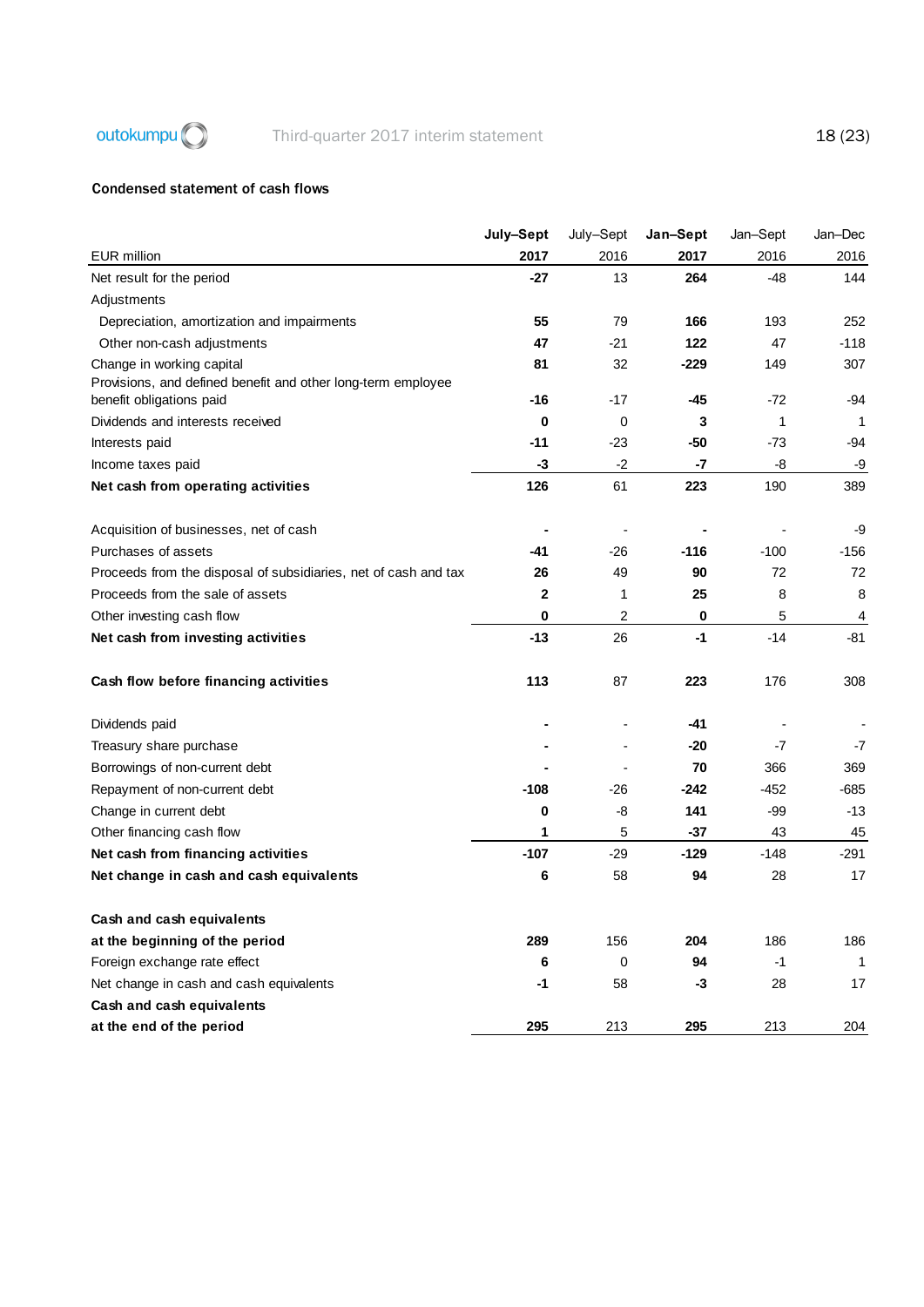### Condensed statement of cash flows

| EUR million | July–Sept 2017 | July–Sept 2016 | Jan–Sept 2017 | Jan–Sept 2016 | Jan–Dec 2016 |
|---|---|---|---|---|---|
| Net result for the period | **-27** | 13 | **264** | -48 | 144 |
| Adjustments | | | | | |
| Depreciation, amortization and impairments | **55** | 79 | **166** | 193 | 252 |
| Other non-cash adjustments | **47** | -21 | **122** | 47 | -118 |
| Change in working capital | **81** | 32 | **-229** | 149 | 307 |
| Provisions, and defined benefit and other long-term employee benefit obligations paid | **-16** | -17 | **-45** | -72 | -94 |
| Dividends and interests received | **0** | 0 | **3** | 1 | 1 |
| Interests paid | **-11** | -23 | **-50** | -73 | -94 |
| Income taxes paid | **-3** | -2 | **-7** | -8 | -9 |
| **Net cash from operating activities** | **126** | 61 | **223** | 190 | 389 |
| | | | | | |
| Acquisition of businesses, net of cash | **-** | - | **-** | - | -9 |
| Purchases of assets | **-41** | -26 | **-116** | -100 | -156 |
| Proceeds from the disposal of subsidiaries, net of cash and tax | **26** | 49 | **90** | 72 | 72 |
| Proceeds from the sale of assets | **2** | 1 | **25** | 8 | 8 |
| Other investing cash flow | **0** | 2 | **0** | 5 | 4 |
| **Net cash from investing activities** | **-13** | 26 | **-1** | -14 | -81 |
| | | | | | |
| **Cash flow before financing activities** | **113** | 87 | **223** | 176 | 308 |
| | | | | | |
| Dividends paid | **-** | - | **-41** | - | - |
| Treasury share purchase | **-** | - | **-20** | -7 | -7 |
| Borrowings of non-current debt | **-** | - | **70** | 366 | 369 |
| Repayment of non-current debt | **-108** | -26 | **-242** | -452 | -685 |
| Change in current debt | **0** | -8 | **141** | -99 | -13 |
| Other financing cash flow | **1** | 5 | **-37** | 43 | 45 |
| **Net cash from financing activities** | **-107** | -29 | **-129** | -148 | -291 |
| **Net change in cash and cash equivalents** | **6** | 58 | **94** | 28 | 17 |
| | | | | | |
| **Cash and cash equivalents at the beginning of the period** | **289** | 156 | **204** | 186 | 186 |
| Foreign exchange rate effect | **6** | 0 | **94** | -1 | 1 |
| Net change in cash and cash equivalents | **-1** | 58 | **-3** | 28 | 17 |
| **Cash and cash equivalents at the end of the period** | **295** | 213 | **295** | 213 | 204 |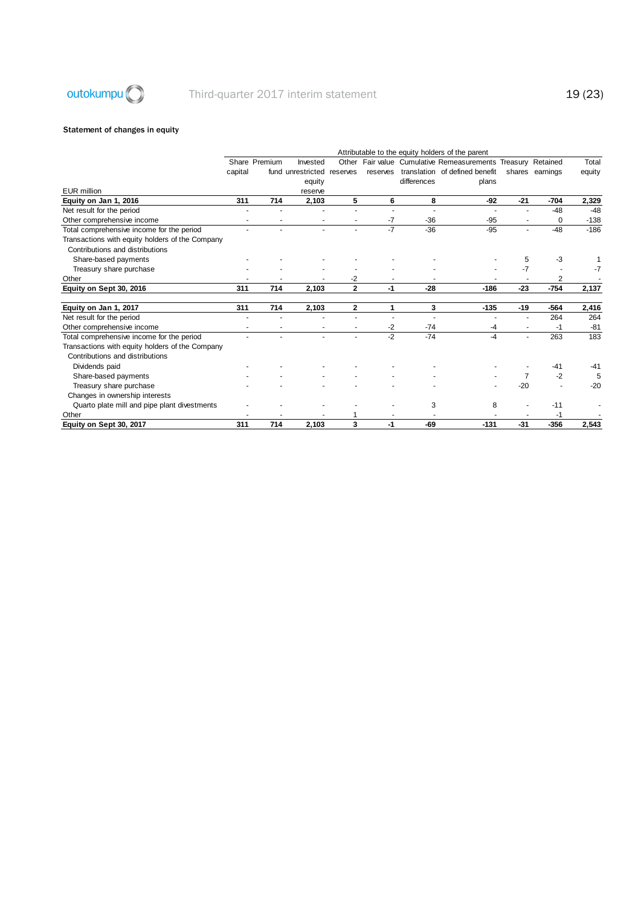### Statement of changes in equity

| EUR million | Share capital | Premium fund | Invested unrestricted equity reserve | Other reserves | Fair value reserves | Cumulative translation differences | Remeasurements of defined benefit plans | Treasury shares | Retained earnings | Total equity |
|---|---|---|---|---|---|---|---|---|---|---|
| | Attributable to the equity holders of the parent | | | | | | | | | |
| **Equity on Jan 1, 2016** | **311** | **714** | **2,103** | **5** | **6** | **8** | **-92** | **-21** | **-704** | **2,329** |
| Net result for the period | - | - | - | - | - | - | - | - | -48 | -48 |
| Other comprehensive income | - | - | - | - | -7 | -36 | -95 | - | 0 | -138 |
| Total comprehensive income for the period | - | - | - | - | -7 | -36 | -95 | - | -48 | -186 |
| Transactions with equity holders of the Company | | | | | | | | | | |
| Contributions and distributions | | | | | | | | | | |
| Share-based payments | - | - | - | - | - | - | - | 5 | -3 | 1 |
| Treasury share purchase | - | - | - | - | - | - | - | -7 | - | -7 |
| Other | - | - | - | -2 | - | - | - | - | 2 | - |
| **Equity on Sept 30, 2016** | **311** | **714** | **2,103** | **2** | **-1** | **-28** | **-186** | **-23** | **-754** | **2,137** |
| | | | | | | | | | | |
| **Equity on Jan 1, 2017** | **311** | **714** | **2,103** | **2** | **1** | **3** | **-135** | **-19** | **-564** | **2,416** |
| Net result for the period | - | - | - | - | - | - | - | - | 264 | 264 |
| Other comprehensive income | - | - | - | - | -2 | -74 | -4 | - | -1 | -81 |
| Total comprehensive income for the period | - | - | - | - | -2 | -74 | -4 | - | 263 | 183 |
| Transactions with equity holders of the Company | | | | | | | | | | |
| Contributions and distributions | | | | | | | | | | |
| Dividends paid | - | - | - | - | - | - | - | - | -41 | -41 |
| Share-based payments | - | - | - | - | - | - | - | 7 | -2 | 5 |
| Treasury share purchase | - | - | - | - | - | - | - | -20 | - | -20 |
| Changes in ownership interests | | | | | | | | | | |
| Quarto plate mill and pipe plant divestments | - | - | - | - | - | 3 | 8 | - | -11 | - |
| Other | - | - | - | 1 | - | - | - | - | -1 | - |
| **Equity on Sept 30, 2017** | **311** | **714** | **2,103** | **3** | **-1** | **-69** | **-131** | **-31** | **-356** | **2,543** |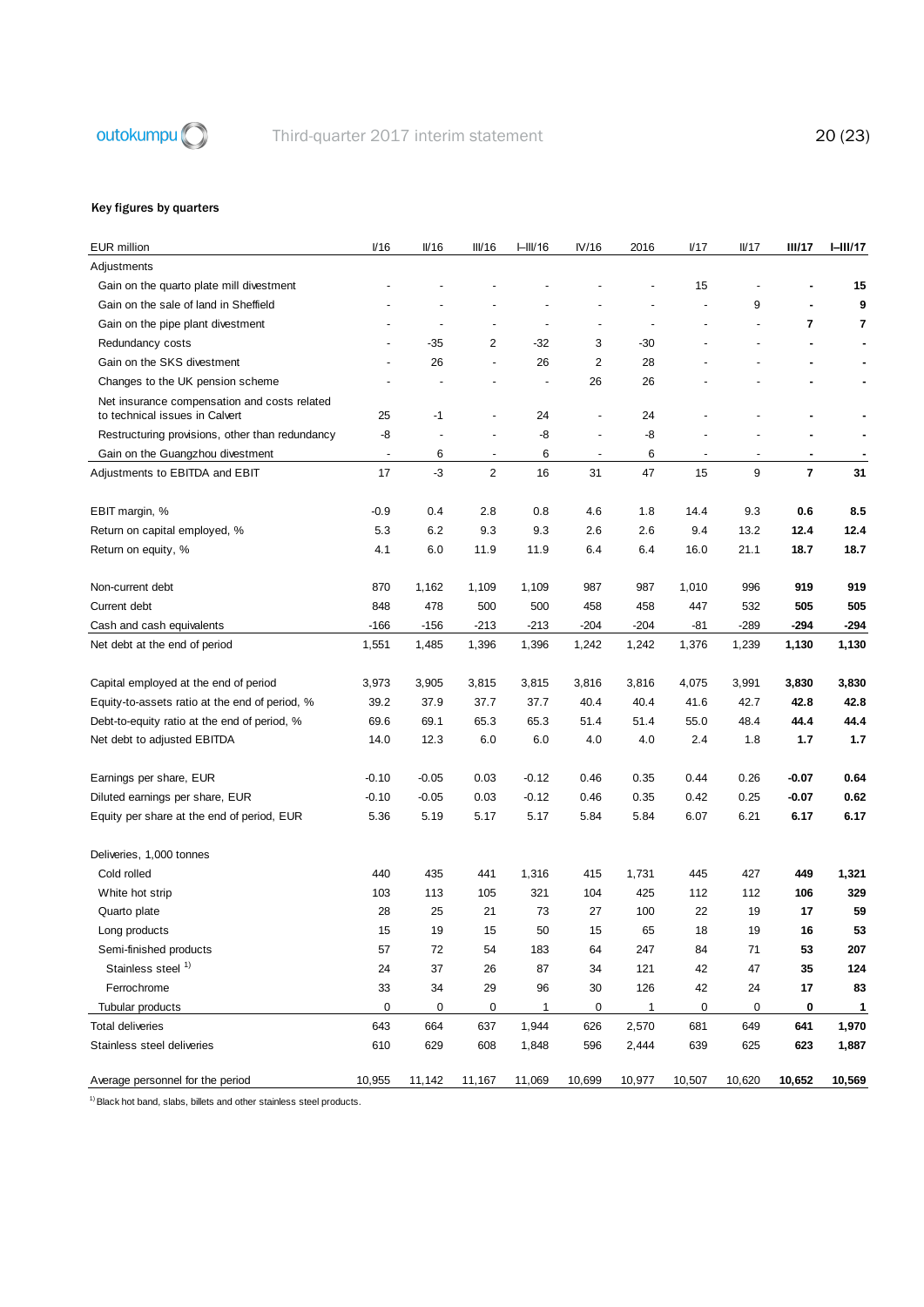### Key figures by quarters

| EUR million | I/16 | II/16 | III/16 | I–III/16 | IV/16 | 2016 | I/17 | II/17 | **III/17** | **I–III/17** |
|---|---|---|---|---|---|---|---|---|---|---|
| Adjustments | | | | | | | | | | |
| Gain on the quarto plate mill divestment | - | - | - | - | - | - | 15 | - | **-** | **15** |
| Gain on the sale of land in Sheffield | - | - | - | - | - | - | - | 9 | **-** | **9** |
| Gain on the pipe plant divestment | - | - | - | - | - | - | - | - | **7** | **7** |
| Redundancy costs | - | -35 | 2 | -32 | 3 | -30 | - | - | **-** | **-** |
| Gain on the SKS divestment | - | 26 | - | 26 | 2 | 28 | - | - | **-** | **-** |
| Changes to the UK pension scheme | - | - | - | - | 26 | 26 | - | - | **-** | **-** |
| Net insurance compensation and costs related to technical issues in Calvert | 25 | -1 | - | 24 | - | 24 | - | - | **-** | **-** |
| Restructuring provisions, other than redundancy | -8 | - | - | -8 | - | -8 | - | - | **-** | **-** |
| Gain on the Guangzhou divestment | - | 6 | - | 6 | - | 6 | - | - | **-** | **-** |
| Adjustments to EBITDA and EBIT | 17 | -3 | 2 | 16 | 31 | 47 | 15 | 9 | **7** | **31** |
| | | | | | | | | | | |
| EBIT margin, % | -0.9 | 0.4 | 2.8 | 0.8 | 4.6 | 1.8 | 14.4 | 9.3 | **0.6** | **8.5** |
| Return on capital employed, % | 5.3 | 6.2 | 9.3 | 9.3 | 2.6 | 2.6 | 9.4 | 13.2 | **12.4** | **12.4** |
| Return on equity, % | 4.1 | 6.0 | 11.9 | 11.9 | 6.4 | 6.4 | 16.0 | 21.1 | **18.7** | **18.7** |
| | | | | | | | | | | |
| Non-current debt | 870 | 1,162 | 1,109 | 1,109 | 987 | 987 | 1,010 | 996 | **919** | **919** |
| Current debt | 848 | 478 | 500 | 500 | 458 | 458 | 447 | 532 | **505** | **505** |
| Cash and cash equivalents | -166 | -156 | -213 | -213 | -204 | -204 | -81 | -289 | **-294** | **-294** |
| Net debt at the end of period | 1,551 | 1,485 | 1,396 | 1,396 | 1,242 | 1,242 | 1,376 | 1,239 | **1,130** | **1,130** |
| | | | | | | | | | | |
| Capital employed at the end of period | 3,973 | 3,905 | 3,815 | 3,815 | 3,816 | 3,816 | 4,075 | 3,991 | **3,830** | **3,830** |
| Equity-to-assets ratio at the end of period, % | 39.2 | 37.9 | 37.7 | 37.7 | 40.4 | 40.4 | 41.6 | 42.7 | **42.8** | **42.8** |
| Debt-to-equity ratio at the end of period, % | 69.6 | 69.1 | 65.3 | 65.3 | 51.4 | 51.4 | 55.0 | 48.4 | **44.4** | **44.4** |
| Net debt to adjusted EBITDA | 14.0 | 12.3 | 6.0 | 6.0 | 4.0 | 4.0 | 2.4 | 1.8 | **1.7** | **1.7** |
| | | | | | | | | | | |
| Earnings per share, EUR | -0.10 | -0.05 | 0.03 | -0.12 | 0.46 | 0.35 | 0.44 | 0.26 | **-0.07** | **0.64** |
| Diluted earnings per share, EUR | -0.10 | -0.05 | 0.03 | -0.12 | 0.46 | 0.35 | 0.42 | 0.25 | **-0.07** | **0.62** |
| Equity per share at the end of period, EUR | 5.36 | 5.19 | 5.17 | 5.17 | 5.84 | 5.84 | 6.07 | 6.21 | **6.17** | **6.17** |
| | | | | | | | | | | |
| Deliveries, 1,000 tonnes | | | | | | | | | | |
| Cold rolled | 440 | 435 | 441 | 1,316 | 415 | 1,731 | 445 | 427 | **449** | **1,321** |
| White hot strip | 103 | 113 | 105 | 321 | 104 | 425 | 112 | 112 | **106** | **329** |
| Quarto plate | 28 | 25 | 21 | 73 | 27 | 100 | 22 | 19 | **17** | **59** |
| Long products | 15 | 19 | 15 | 50 | 15 | 65 | 18 | 19 | **16** | **53** |
| Semi-finished products | 57 | 72 | 54 | 183 | 64 | 247 | 84 | 71 | **53** | **207** |
| Stainless steel [1] | 24 | 37 | 26 | 87 | 34 | 121 | 42 | 47 | **35** | **124** |
| Ferrochrome | 33 | 34 | 29 | 96 | 30 | 126 | 42 | 24 | **17** | **83** |
| Tubular products | 0 | 0 | 0 | 1 | 0 | 1 | 0 | 0 | **0** | **1** |
| Total deliveries | 643 | 664 | 637 | 1,944 | 626 | 2,570 | 681 | 649 | **641** | **1,970** |
| Stainless steel deliveries | 610 | 629 | 608 | 1,848 | 596 | 2,444 | 639 | 625 | **623** | **1,887** |
| | | | | | | | | | | |
| Average personnel for the period | 10,955 | 11,142 | 11,167 | 11,069 | 10,699 | 10,977 | 10,507 | 10,620 | **10,652** | **10,569** |

[1] Black hot band, slabs, billets and other stainless steel products.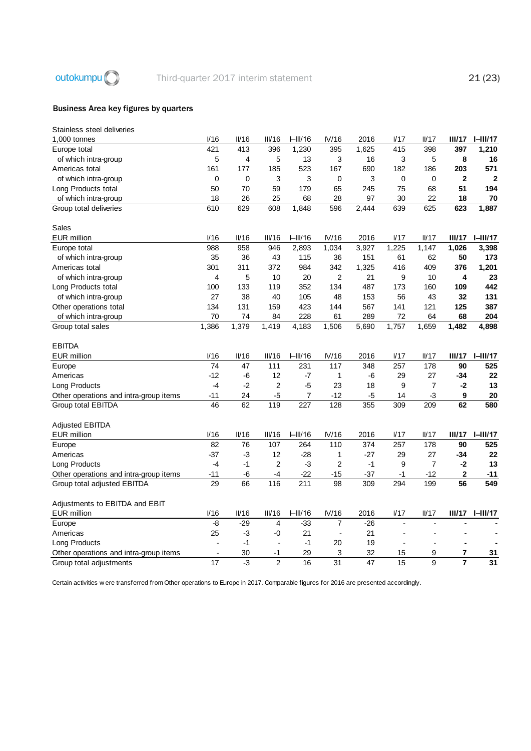## Business Area key figures by quarters

| Stainless steel deliveries 1,000 tonnes | I/16 | II/16 | III/16 | I–III/16 | IV/16 | 2016 | I/17 | II/17 | **III/17** | **I–III/17** |
|---|---|---|---|---|---|---|---|---|---|---|
| Europe total | 421 | 413 | 396 | 1,230 | 395 | 1,625 | 415 | 398 | **397** | **1,210** |
| of which intra-group | 5 | 4 | 5 | 13 | 3 | 16 | 3 | 5 | **8** | **16** |
| Americas total | 161 | 177 | 185 | 523 | 167 | 690 | 182 | 186 | **203** | **571** |
| of which intra-group | 0 | 0 | 3 | 3 | 0 | 3 | 0 | 0 | **2** | **2** |
| Long Products total | 50 | 70 | 59 | 179 | 65 | 245 | 75 | 68 | **51** | **194** |
| of which intra-group | 18 | 26 | 25 | 68 | 28 | 97 | 30 | 22 | **18** | **70** |
| Group total deliveries | 610 | 629 | 608 | 1,848 | 596 | 2,444 | 639 | 625 | **623** | **1,887** |

| Sales EUR million | I/16 | II/16 | III/16 | I–III/16 | IV/16 | 2016 | I/17 | II/17 | **III/17** | **I–III/17** |
|---|---|---|---|---|---|---|---|---|---|---|
| Europe total | 988 | 958 | 946 | 2,893 | 1,034 | 3,927 | 1,225 | 1,147 | **1,026** | **3,398** |
| of which intra-group | 35 | 36 | 43 | 115 | 36 | 151 | 61 | 62 | **50** | **173** |
| Americas total | 301 | 311 | 372 | 984 | 342 | 1,325 | 416 | 409 | **376** | **1,201** |
| of which intra-group | 4 | 5 | 10 | 20 | 2 | 21 | 9 | 10 | **4** | **23** |
| Long Products total | 100 | 133 | 119 | 352 | 134 | 487 | 173 | 160 | **109** | **442** |
| of which intra-group | 27 | 38 | 40 | 105 | 48 | 153 | 56 | 43 | **32** | **131** |
| Other operations total | 134 | 131 | 159 | 423 | 144 | 567 | 141 | 121 | **125** | **387** |
| of which intra-group | 70 | 74 | 84 | 228 | 61 | 289 | 72 | 64 | **68** | **204** |
| Group total sales | 1,386 | 1,379 | 1,419 | 4,183 | 1,506 | 5,690 | 1,757 | 1,659 | **1,482** | **4,898** |

| EBITDA EUR million | I/16 | II/16 | III/16 | I–III/16 | IV/16 | 2016 | I/17 | II/17 | **III/17** | **I–III/17** |
|---|---|---|---|---|---|---|---|---|---|---|
| Europe | 74 | 47 | 111 | 231 | 117 | 348 | 257 | 178 | **90** | **525** |
| Americas | -12 | -6 | 12 | -7 | 1 | -6 | 29 | 27 | **-34** | **22** |
| Long Products | -4 | -2 | 2 | -5 | 23 | 18 | 9 | 7 | **-2** | **13** |
| Other operations and intra-group items | -11 | 24 | -5 | 7 | -12 | -5 | 14 | -3 | **9** | **20** |
| Group total EBITDA | 46 | 62 | 119 | 227 | 128 | 355 | 309 | 209 | **62** | **580** |

| Adjusted EBITDA EUR million | I/16 | II/16 | III/16 | I–III/16 | IV/16 | 2016 | I/17 | II/17 | **III/17** | **I–III/17** |
|---|---|---|---|---|---|---|---|---|---|---|
| Europe | 82 | 76 | 107 | 264 | 110 | 374 | 257 | 178 | **90** | **525** |
| Americas | -37 | -3 | 12 | -28 | 1 | -27 | 29 | 27 | **-34** | **22** |
| Long Products | -4 | -1 | 2 | -3 | 2 | -1 | 9 | 7 | **-2** | **13** |
| Other operations and intra-group items | -11 | -6 | -4 | -22 | -15 | -37 | -1 | -12 | **2** | **-11** |
| Group total adjusted EBITDA | 29 | 66 | 116 | 211 | 98 | 309 | 294 | 199 | **56** | **549** |

| Adjustments to EBITDA and EBIT EUR million | I/16 | II/16 | III/16 | I–III/16 | IV/16 | 2016 | I/17 | II/17 | **III/17** | **I–III/17** |
|---|---|---|---|---|---|---|---|---|---|---|
| Europe | -8 | -29 | 4 | -33 | 7 | -26 | - | - | **-** | **-** |
| Americas | 25 | -3 | -0 | 21 | - | 21 | - | - | **-** | **-** |
| Long Products | - | -1 | - | -1 | 20 | 19 | - | - | **-** | **-** |
| Other operations and intra-group items | - | 30 | -1 | 29 | 3 | 32 | 15 | 9 | **7** | **31** |
| Group total adjustments | 17 | -3 | 2 | 16 | 31 | 47 | 15 | 9 | **7** | **31** |

Certain activities were transferred from Other operations to Europe in 2017. Comparable figures for 2016 are presented accordingly.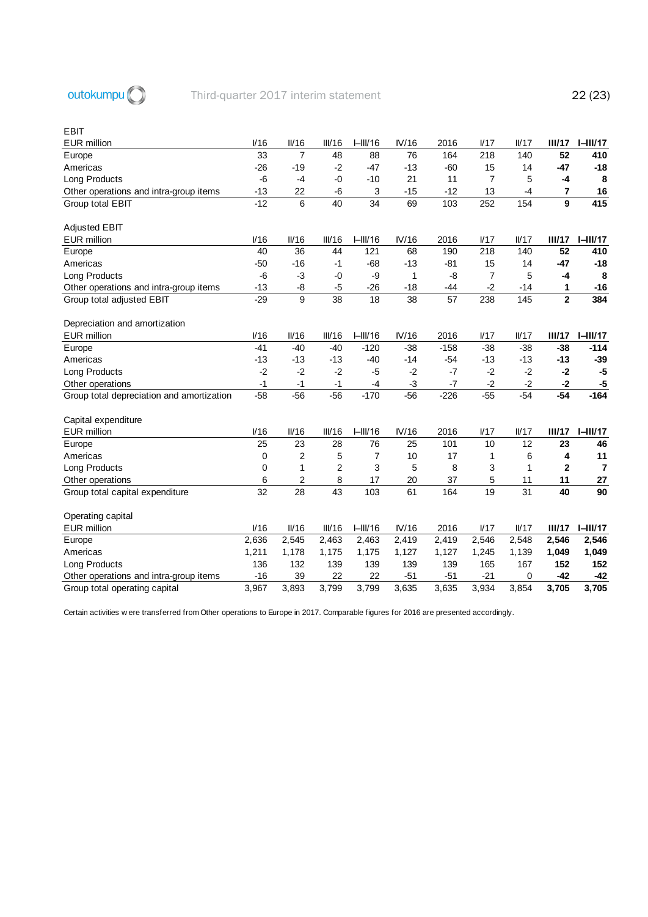EBIT

| EUR million | I/16 | II/16 | III/16 | I–III/16 | IV/16 | 2016 | I/17 | II/17 | **III/17** | **I–III/17** |
|---|---|---|---|---|---|---|---|---|---|---|
| Europe | 33 | 7 | 48 | 88 | 76 | 164 | 218 | 140 | **52** | **410** |
| Americas | -26 | -19 | -2 | -47 | -13 | -60 | 15 | 14 | **-47** | **-18** |
| Long Products | -6 | -4 | -0 | -10 | 21 | 11 | 7 | 5 | **-4** | **8** |
| Other operations and intra-group items | -13 | 22 | -6 | 3 | -15 | -12 | 13 | -4 | **7** | **16** |
| Group total EBIT | -12 | 6 | 40 | 34 | 69 | 103 | 252 | 154 | **9** | **415** |

Adjusted EBIT

| EUR million | I/16 | II/16 | III/16 | I–III/16 | IV/16 | 2016 | I/17 | II/17 | **III/17** | **I–III/17** |
|---|---|---|---|---|---|---|---|---|---|---|
| Europe | 40 | 36 | 44 | 121 | 68 | 190 | 218 | 140 | **52** | **410** |
| Americas | -50 | -16 | -1 | -68 | -13 | -81 | 15 | 14 | **-47** | **-18** |
| Long Products | -6 | -3 | -0 | -9 | 1 | -8 | 7 | 5 | **-4** | **8** |
| Other operations and intra-group items | -13 | -8 | -5 | -26 | -18 | -44 | -2 | -14 | **1** | **-16** |
| Group total adjusted EBIT | -29 | 9 | 38 | 18 | 38 | 57 | 238 | 145 | **2** | **384** |

Depreciation and amortization

| EUR million | I/16 | II/16 | III/16 | I–III/16 | IV/16 | 2016 | I/17 | II/17 | **III/17** | **I–III/17** |
|---|---|---|---|---|---|---|---|---|---|---|
| Europe | -41 | -40 | -40 | -120 | -38 | -158 | -38 | -38 | **-38** | **-114** |
| Americas | -13 | -13 | -13 | -40 | -14 | -54 | -13 | -13 | **-13** | **-39** |
| Long Products | -2 | -2 | -2 | -5 | -2 | -7 | -2 | -2 | **-2** | **-5** |
| Other operations | -1 | -1 | -1 | -4 | -3 | -7 | -2 | -2 | **-2** | **-5** |
| Group total depreciation and amortization | -58 | -56 | -56 | -170 | -56 | -226 | -55 | -54 | **-54** | **-164** |

Capital expenditure

| EUR million | I/16 | II/16 | III/16 | I–III/16 | IV/16 | 2016 | I/17 | II/17 | **III/17** | **I–III/17** |
|---|---|---|---|---|---|---|---|---|---|---|
| Europe | 25 | 23 | 28 | 76 | 25 | 101 | 10 | 12 | **23** | **46** |
| Americas | 0 | 2 | 5 | 7 | 10 | 17 | 1 | 6 | **4** | **11** |
| Long Products | 0 | 1 | 2 | 3 | 5 | 8 | 3 | 1 | **2** | **7** |
| Other operations | 6 | 2 | 8 | 17 | 20 | 37 | 5 | 11 | **11** | **27** |
| Group total capital expenditure | 32 | 28 | 43 | 103 | 61 | 164 | 19 | 31 | **40** | **90** |

Operating capital

| EUR million | I/16 | II/16 | III/16 | I–III/16 | IV/16 | 2016 | I/17 | II/17 | **III/17** | **I–III/17** |
|---|---|---|---|---|---|---|---|---|---|---|
| Europe | 2,636 | 2,545 | 2,463 | 2,463 | 2,419 | 2,419 | 2,546 | 2,548 | **2,546** | **2,546** |
| Americas | 1,211 | 1,178 | 1,175 | 1,175 | 1,127 | 1,127 | 1,245 | 1,139 | **1,049** | **1,049** |
| Long Products | 136 | 132 | 139 | 139 | 139 | 139 | 165 | 167 | **152** | **152** |
| Other operations and intra-group items | -16 | 39 | 22 | 22 | -51 | -51 | -21 | 0 | **-42** | **-42** |
| Group total operating capital | 3,967 | 3,893 | 3,799 | 3,799 | 3,635 | 3,635 | 3,934 | 3,854 | **3,705** | **3,705** |

Certain activities were transferred from Other operations to Europe in 2017. Comparable figures for 2016 are presented accordingly.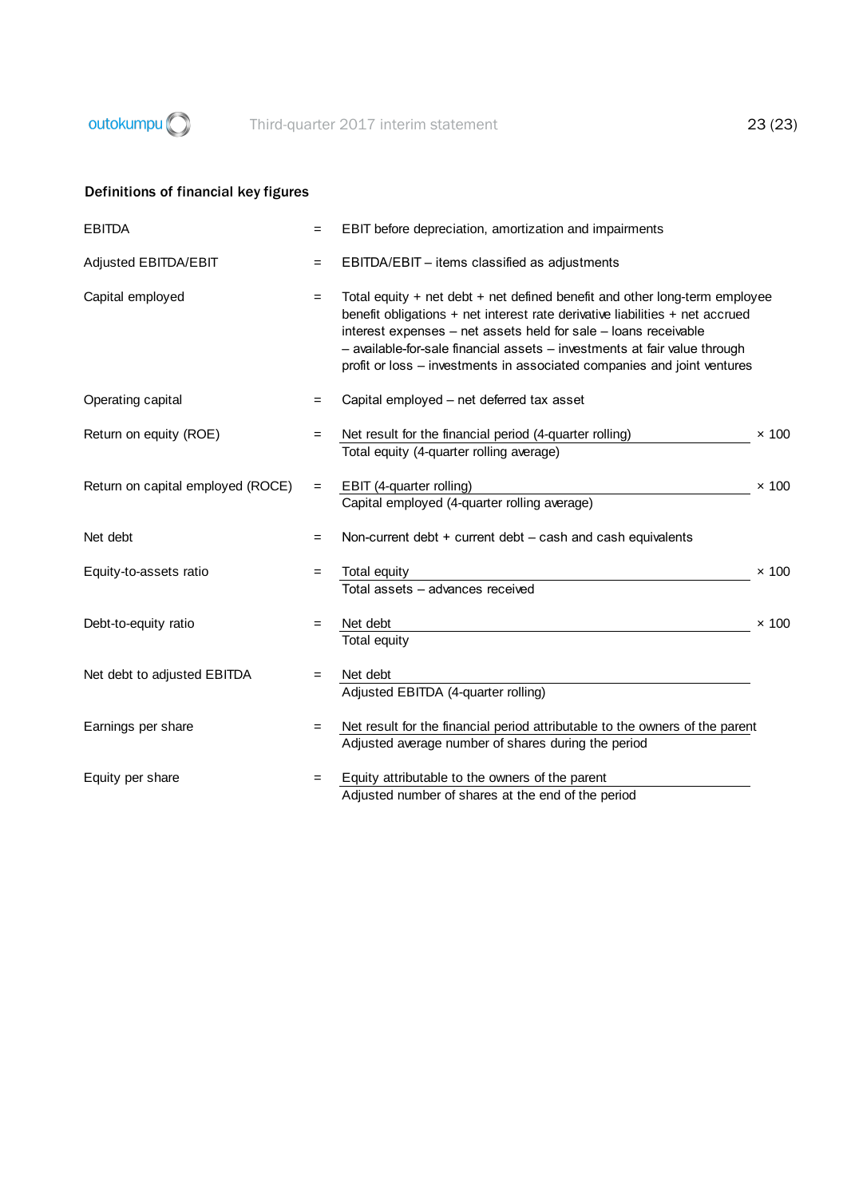## Definitions of financial key figures

| | | |
|---|---|---|
| EBITDA | = | EBIT before depreciation, amortization and impairments |
| Adjusted EBITDA/EBIT | = | EBITDA/EBIT – items classified as adjustments |
| Capital employed | = | Total equity + net debt + net defined benefit and other long-term employee benefit obligations + net interest rate derivative liabilities + net accrued interest expenses – net assets held for sale – loans receivable – available-for-sale financial assets – investments at fair value through profit or loss – investments in associated companies and joint ventures |
| Operating capital | = | Capital employed – net deferred tax asset |
| Return on equity (ROE) | = | $\frac{\text{Net result for the financial period (4-quarter rolling)}}{\text{Total equity (4-quarter rolling average)}} \times 100$ |
| Return on capital employed (ROCE) | = | $\frac{\text{EBIT (4-quarter rolling)}}{\text{Capital employed (4-quarter rolling average)}} \times 100$ |
| Net debt | = | Non-current debt + current debt – cash and cash equivalents |
| Equity-to-assets ratio | = | $\frac{\text{Total equity}}{\text{Total assets – advances received}} \times 100$ |
| Debt-to-equity ratio | = | $\frac{\text{Net debt}}{\text{Total equity}} \times 100$ |
| Net debt to adjusted EBITDA | = | $\frac{\text{Net debt}}{\text{Adjusted EBITDA (4-quarter rolling)}}$ |
| Earnings per share | = | $\frac{\text{Net result for the financial period attributable to the owners of the parent}}{\text{Adjusted average number of shares during the period}}$ |
| Equity per share | = | $\frac{\text{Equity attributable to the owners of the parent}}{\text{Adjusted number of shares at the end of the period}}$ |